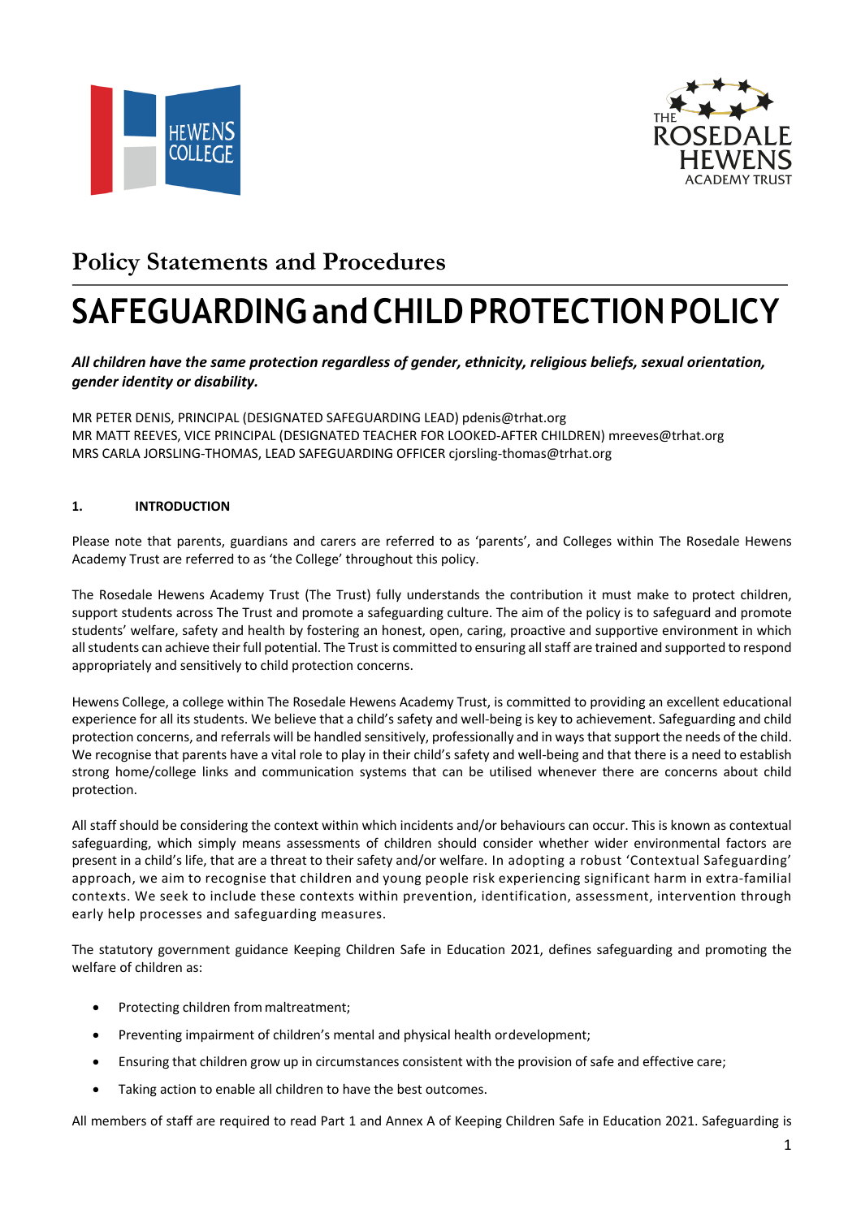## Policy Statements and Procedures

# SAFEGUARDING and CHILD PROTECTION POLICY

***All children have the same protection regardless of gender, ethnicity, religious beliefs, sexual orientation, gender identity or disability.***

MR PETER DENIS, PRINCIPAL (DESIGNATED SAFEGUARDING LEAD) pdenis@trhat.org
MR MATT REEVES, VICE PRINCIPAL (DESIGNATED TEACHER FOR LOOKED-AFTER CHILDREN) mreeves@trhat.org
MRS CARLA JORSLING-THOMAS, LEAD SAFEGUARDING OFFICER cjorsling-thomas@trhat.org

### 1. INTRODUCTION

Please note that parents, guardians and carers are referred to as 'parents', and Colleges within The Rosedale Hewens Academy Trust are referred to as 'the College' throughout this policy.

The Rosedale Hewens Academy Trust (The Trust) fully understands the contribution it must make to protect children, support students across The Trust and promote a safeguarding culture. The aim of the policy is to safeguard and promote students' welfare, safety and health by fostering an honest, open, caring, proactive and supportive environment in which all students can achieve their full potential. The Trust is committed to ensuring all staff are trained and supported to respond appropriately and sensitively to child protection concerns.

Hewens College, a college within The Rosedale Hewens Academy Trust, is committed to providing an excellent educational experience for all its students. We believe that a child's safety and well-being is key to achievement. Safeguarding and child protection concerns, and referrals will be handled sensitively, professionally and in ways that support the needs of the child. We recognise that parents have a vital role to play in their child's safety and well-being and that there is a need to establish strong home/college links and communication systems that can be utilised whenever there are concerns about child protection.

All staff should be considering the context within which incidents and/or behaviours can occur. This is known as contextual safeguarding, which simply means assessments of children should consider whether wider environmental factors are present in a child's life, that are a threat to their safety and/or welfare. In adopting a robust 'Contextual Safeguarding' approach, we aim to recognise that children and young people risk experiencing significant harm in extra-familial contexts. We seek to include these contexts within prevention, identification, assessment, intervention through early help processes and safeguarding measures.

The statutory government guidance Keeping Children Safe in Education 2021, defines safeguarding and promoting the welfare of children as:

- Protecting children from maltreatment;
- Preventing impairment of children's mental and physical health or development;
- Ensuring that children grow up in circumstances consistent with the provision of safe and effective care;
- Taking action to enable all children to have the best outcomes.

All members of staff are required to read Part 1 and Annex A of Keeping Children Safe in Education 2021. Safeguarding is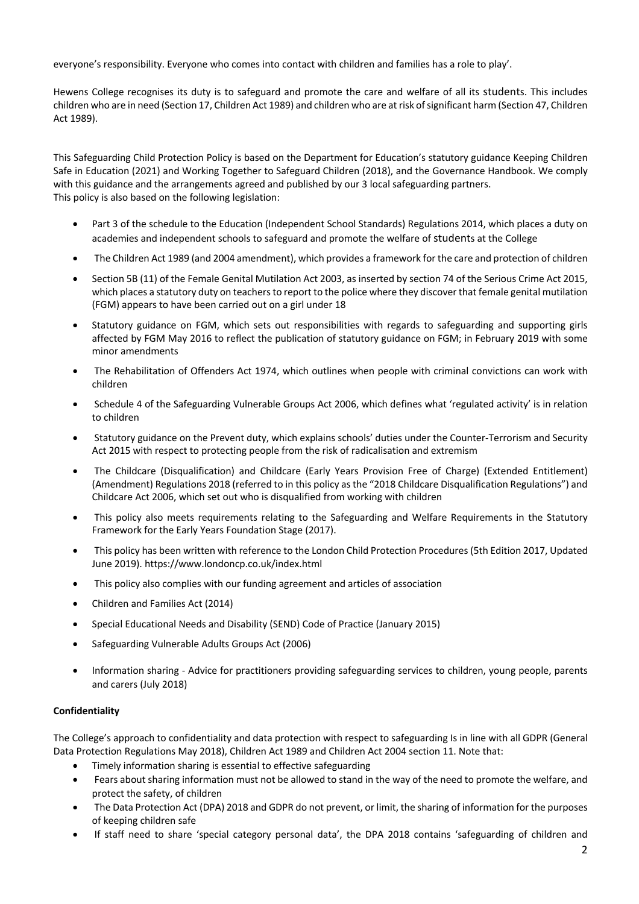everyone's responsibility. Everyone who comes into contact with children and families has a role to play'.

Hewens College recognises its duty is to safeguard and promote the care and welfare of all its students. This includes children who are in need (Section 17, Children Act 1989) and children who are at risk of significant harm (Section 47, Children Act 1989).

This Safeguarding Child Protection Policy is based on the Department for Education's statutory guidance Keeping Children Safe in Education (2021) and Working Together to Safeguard Children (2018), and the Governance Handbook. We comply with this guidance and the arrangements agreed and published by our 3 local safeguarding partners.
This policy is also based on the following legislation:

- Part 3 of the schedule to the Education (Independent School Standards) Regulations 2014, which places a duty on academies and independent schools to safeguard and promote the welfare of students at the College
- The Children Act 1989 (and 2004 amendment), which provides a framework for the care and protection of children
- Section 5B (11) of the Female Genital Mutilation Act 2003, as inserted by section 74 of the Serious Crime Act 2015, which places a statutory duty on teachers to report to the police where they discover that female genital mutilation (FGM) appears to have been carried out on a girl under 18
- Statutory guidance on FGM, which sets out responsibilities with regards to safeguarding and supporting girls affected by FGM May 2016 to reflect the publication of statutory guidance on FGM; in February 2019 with some minor amendments
- The Rehabilitation of Offenders Act 1974, which outlines when people with criminal convictions can work with children
- Schedule 4 of the Safeguarding Vulnerable Groups Act 2006, which defines what 'regulated activity' is in relation to children
- Statutory guidance on the Prevent duty, which explains schools' duties under the Counter-Terrorism and Security Act 2015 with respect to protecting people from the risk of radicalisation and extremism
- The Childcare (Disqualification) and Childcare (Early Years Provision Free of Charge) (Extended Entitlement) (Amendment) Regulations 2018 (referred to in this policy as the "2018 Childcare Disqualification Regulations") and Childcare Act 2006, which set out who is disqualified from working with children
- This policy also meets requirements relating to the Safeguarding and Welfare Requirements in the Statutory Framework for the Early Years Foundation Stage (2017).
- This policy has been written with reference to the London Child Protection Procedures (5th Edition 2017, Updated June 2019). https://www.londoncp.co.uk/index.html
- This policy also complies with our funding agreement and articles of association
- Children and Families Act (2014)
- Special Educational Needs and Disability (SEND) Code of Practice (January 2015)
- Safeguarding Vulnerable Adults Groups Act (2006)
- Information sharing - Advice for practitioners providing safeguarding services to children, young people, parents and carers (July 2018)

**Confidentiality**

The College's approach to confidentiality and data protection with respect to safeguarding Is in line with all GDPR (General Data Protection Regulations May 2018), Children Act 1989 and Children Act 2004 section 11. Note that:

- Timely information sharing is essential to effective safeguarding
- Fears about sharing information must not be allowed to stand in the way of the need to promote the welfare, and protect the safety, of children
- The Data Protection Act (DPA) 2018 and GDPR do not prevent, or limit, the sharing of information for the purposes of keeping children safe
- If staff need to share 'special category personal data', the DPA 2018 contains 'safeguarding of children and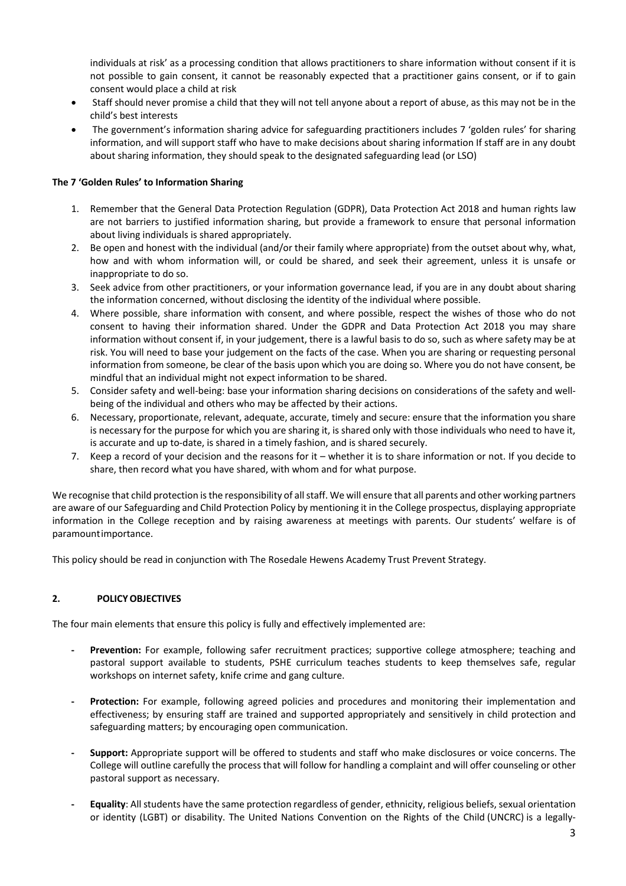individuals at risk' as a processing condition that allows practitioners to share information without consent if it is not possible to gain consent, it cannot be reasonably expected that a practitioner gains consent, or if to gain consent would place a child at risk

- Staff should never promise a child that they will not tell anyone about a report of abuse, as this may not be in the child's best interests
- The government's information sharing advice for safeguarding practitioners includes 7 'golden rules' for sharing information, and will support staff who have to make decisions about sharing information If staff are in any doubt about sharing information, they should speak to the designated safeguarding lead (or LSO)

**The 7 'Golden Rules' to Information Sharing**

1. Remember that the General Data Protection Regulation (GDPR), Data Protection Act 2018 and human rights law are not barriers to justified information sharing, but provide a framework to ensure that personal information about living individuals is shared appropriately.
2. Be open and honest with the individual (and/or their family where appropriate) from the outset about why, what, how and with whom information will, or could be shared, and seek their agreement, unless it is unsafe or inappropriate to do so.
3. Seek advice from other practitioners, or your information governance lead, if you are in any doubt about sharing the information concerned, without disclosing the identity of the individual where possible.
4. Where possible, share information with consent, and where possible, respect the wishes of those who do not consent to having their information shared. Under the GDPR and Data Protection Act 2018 you may share information without consent if, in your judgement, there is a lawful basis to do so, such as where safety may be at risk. You will need to base your judgement on the facts of the case. When you are sharing or requesting personal information from someone, be clear of the basis upon which you are doing so. Where you do not have consent, be mindful that an individual might not expect information to be shared.
5. Consider safety and well-being: base your information sharing decisions on considerations of the safety and well-being of the individual and others who may be affected by their actions.
6. Necessary, proportionate, relevant, adequate, accurate, timely and secure: ensure that the information you share is necessary for the purpose for which you are sharing it, is shared only with those individuals who need to have it, is accurate and up to-date, is shared in a timely fashion, and is shared securely.
7. Keep a record of your decision and the reasons for it – whether it is to share information or not. If you decide to share, then record what you have shared, with whom and for what purpose.

We recognise that child protection is the responsibility of all staff. We will ensure that all parents and other working partners are aware of our Safeguarding and Child Protection Policy by mentioning it in the College prospectus, displaying appropriate information in the College reception and by raising awareness at meetings with parents. Our students' welfare is of paramount importance.

This policy should be read in conjunction with The Rosedale Hewens Academy Trust Prevent Strategy.

## 2. POLICY OBJECTIVES

The four main elements that ensure this policy is fully and effectively implemented are:

- **Prevention:** For example, following safer recruitment practices; supportive college atmosphere; teaching and pastoral support available to students, PSHE curriculum teaches students to keep themselves safe, regular workshops on internet safety, knife crime and gang culture.
- **Protection:** For example, following agreed policies and procedures and monitoring their implementation and effectiveness; by ensuring staff are trained and supported appropriately and sensitively in child protection and safeguarding matters; by encouraging open communication.
- **Support:** Appropriate support will be offered to students and staff who make disclosures or voice concerns. The College will outline carefully the process that will follow for handling a complaint and will offer counseling or other pastoral support as necessary.
- **Equality**: All students have the same protection regardless of gender, ethnicity, religious beliefs, sexual orientation or identity (LGBT) or disability. The United Nations Convention on the Rights of the Child (UNCRC) is a legally-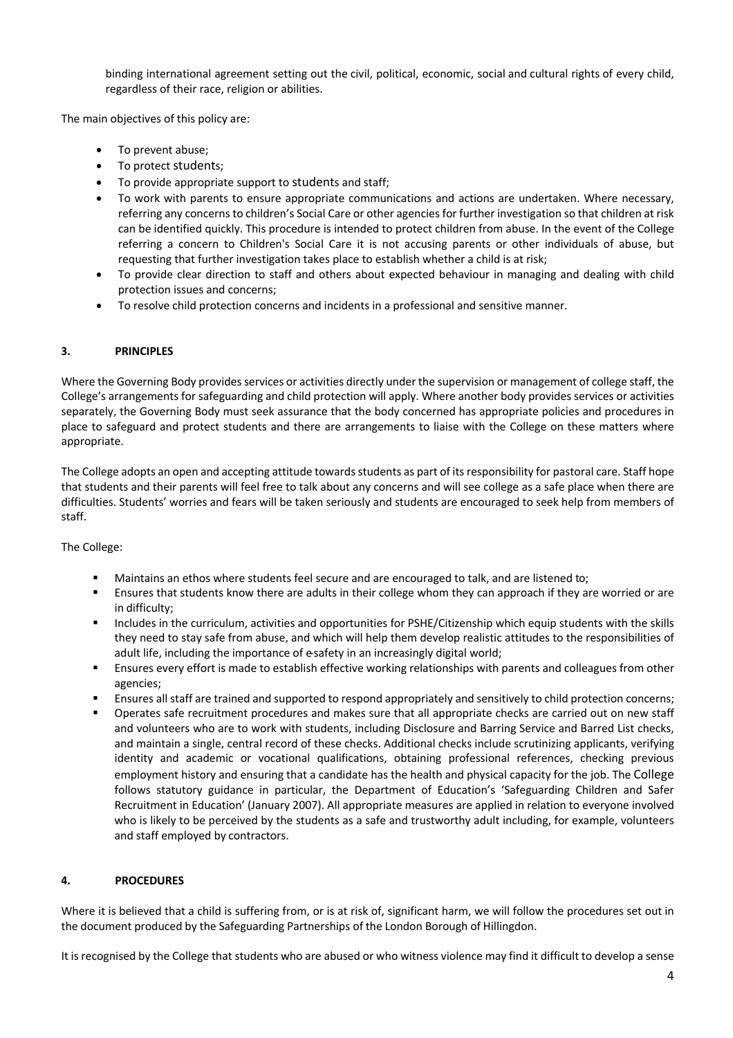binding international agreement setting out the civil, political, economic, social and cultural rights of every child, regardless of their race, religion or abilities.

The main objectives of this policy are:

- To prevent abuse;
- To protect students;
- To provide appropriate support to students and staff;
- To work with parents to ensure appropriate communications and actions are undertaken. Where necessary, referring any concerns to children's Social Care or other agencies for further investigation so that children at risk can be identified quickly. This procedure is intended to protect children from abuse. In the event of the College referring a concern to Children's Social Care it is not accusing parents or other individuals of abuse, but requesting that further investigation takes place to establish whether a child is at risk;
- To provide clear direction to staff and others about expected behaviour in managing and dealing with child protection issues and concerns;
- To resolve child protection concerns and incidents in a professional and sensitive manner.

## 3. PRINCIPLES

Where the Governing Body provides services or activities directly under the supervision or management of college staff, the College's arrangements for safeguarding and child protection will apply. Where another body provides services or activities separately, the Governing Body must seek assurance that the body concerned has appropriate policies and procedures in place to safeguard and protect students and there are arrangements to liaise with the College on these matters where appropriate.

The College adopts an open and accepting attitude towards students as part of its responsibility for pastoral care. Staff hope that students and their parents will feel free to talk about any concerns and will see college as a safe place when there are difficulties. Students' worries and fears will be taken seriously and students are encouraged to seek help from members of staff.

The College:

- Maintains an ethos where students feel secure and are encouraged to talk, and are listened to;
- Ensures that students know there are adults in their college whom they can approach if they are worried or are in difficulty;
- Includes in the curriculum, activities and opportunities for PSHE/Citizenship which equip students with the skills they need to stay safe from abuse, and which will help them develop realistic attitudes to the responsibilities of adult life, including the importance of e-safety in an increasingly digital world;
- Ensures every effort is made to establish effective working relationships with parents and colleagues from other agencies;
- Ensures all staff are trained and supported to respond appropriately and sensitively to child protection concerns;
- Operates safe recruitment procedures and makes sure that all appropriate checks are carried out on new staff and volunteers who are to work with students, including Disclosure and Barring Service and Barred List checks, and maintain a single, central record of these checks. Additional checks include scrutinizing applicants, verifying identity and academic or vocational qualifications, obtaining professional references, checking previous employment history and ensuring that a candidate has the health and physical capacity for the job. The College follows statutory guidance in particular, the Department of Education's 'Safeguarding Children and Safer Recruitment in Education' (January 2007). All appropriate measures are applied in relation to everyone involved who is likely to be perceived by the students as a safe and trustworthy adult including, for example, volunteers and staff employed by contractors.

## 4. PROCEDURES

Where it is believed that a child is suffering from, or is at risk of, significant harm, we will follow the procedures set out in the document produced by the Safeguarding Partnerships of the London Borough of Hillingdon.

It is recognised by the College that students who are abused or who witness violence may find it difficult to develop a sense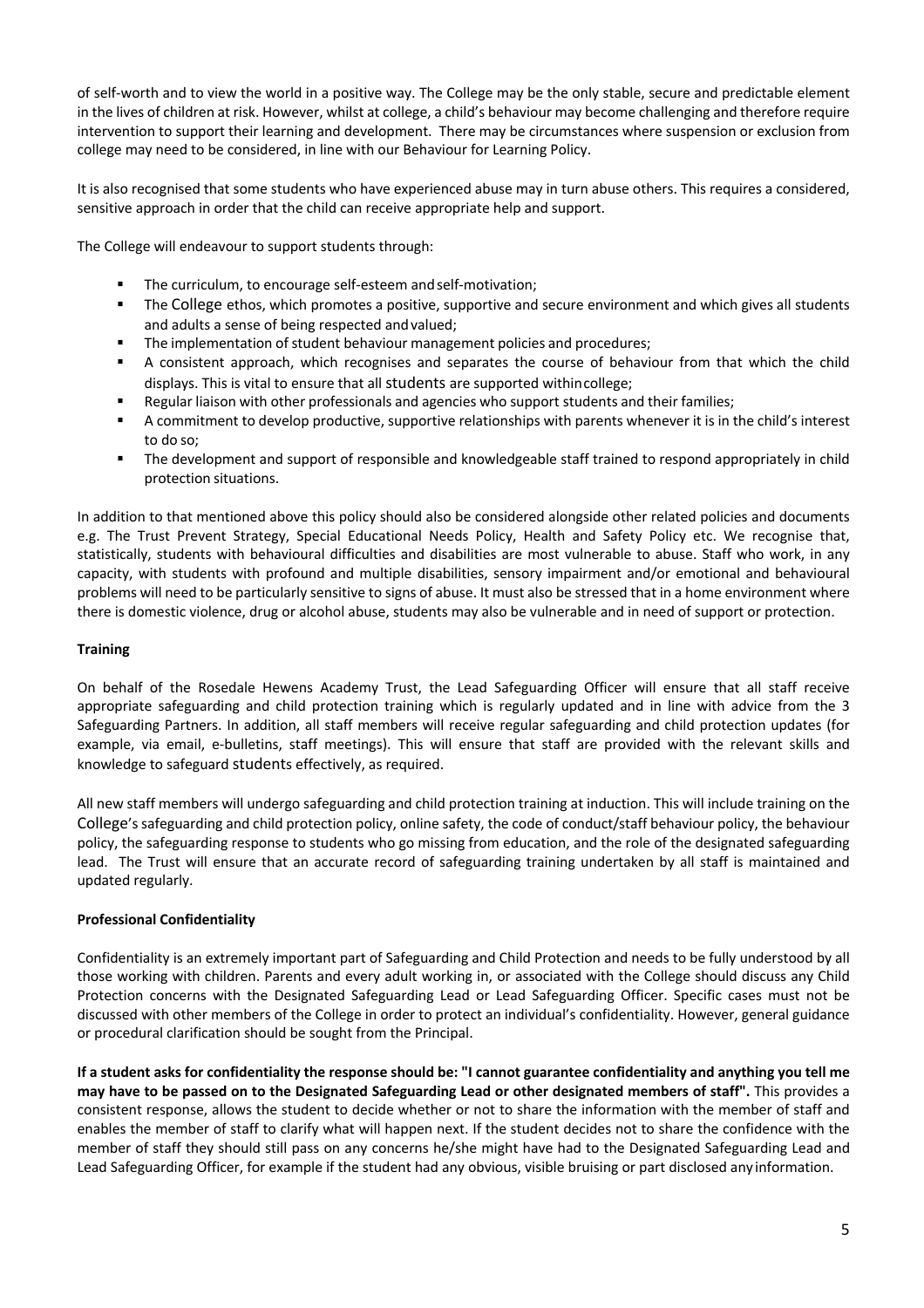of self-worth and to view the world in a positive way. The College may be the only stable, secure and predictable element in the lives of children at risk. However, whilst at college, a child's behaviour may become challenging and therefore require intervention to support their learning and development. There may be circumstances where suspension or exclusion from college may need to be considered, in line with our Behaviour for Learning Policy.

It is also recognised that some students who have experienced abuse may in turn abuse others. This requires a considered, sensitive approach in order that the child can receive appropriate help and support.

The College will endeavour to support students through:

- The curriculum, to encourage self-esteem and self-motivation;
- The College ethos, which promotes a positive, supportive and secure environment and which gives all students and adults a sense of being respected and valued;
- The implementation of student behaviour management policies and procedures;
- A consistent approach, which recognises and separates the course of behaviour from that which the child displays. This is vital to ensure that all students are supported within college;
- Regular liaison with other professionals and agencies who support students and their families;
- A commitment to develop productive, supportive relationships with parents whenever it is in the child's interest to do so;
- The development and support of responsible and knowledgeable staff trained to respond appropriately in child protection situations.

In addition to that mentioned above this policy should also be considered alongside other related policies and documents e.g. The Trust Prevent Strategy, Special Educational Needs Policy, Health and Safety Policy etc. We recognise that, statistically, students with behavioural difficulties and disabilities are most vulnerable to abuse. Staff who work, in any capacity, with students with profound and multiple disabilities, sensory impairment and/or emotional and behavioural problems will need to be particularly sensitive to signs of abuse. It must also be stressed that in a home environment where there is domestic violence, drug or alcohol abuse, students may also be vulnerable and in need of support or protection.

**Training**

On behalf of the Rosedale Hewens Academy Trust, the Lead Safeguarding Officer will ensure that all staff receive appropriate safeguarding and child protection training which is regularly updated and in line with advice from the 3 Safeguarding Partners. In addition, all staff members will receive regular safeguarding and child protection updates (for example, via email, e-bulletins, staff meetings). This will ensure that staff are provided with the relevant skills and knowledge to safeguard students effectively, as required.

All new staff members will undergo safeguarding and child protection training at induction. This will include training on the College's safeguarding and child protection policy, online safety, the code of conduct/staff behaviour policy, the behaviour policy, the safeguarding response to students who go missing from education, and the role of the designated safeguarding lead. The Trust will ensure that an accurate record of safeguarding training undertaken by all staff is maintained and updated regularly.

**Professional Confidentiality**

Confidentiality is an extremely important part of Safeguarding and Child Protection and needs to be fully understood by all those working with children. Parents and every adult working in, or associated with the College should discuss any Child Protection concerns with the Designated Safeguarding Lead or Lead Safeguarding Officer. Specific cases must not be discussed with other members of the College in order to protect an individual's confidentiality. However, general guidance or procedural clarification should be sought from the Principal.

**If a student asks for confidentiality the response should be: "I cannot guarantee confidentiality and anything you tell me may have to be passed on to the Designated Safeguarding Lead or other designated members of staff".** This provides a consistent response, allows the student to decide whether or not to share the information with the member of staff and enables the member of staff to clarify what will happen next. If the student decides not to share the confidence with the member of staff they should still pass on any concerns he/she might have had to the Designated Safeguarding Lead and Lead Safeguarding Officer, for example if the student had any obvious, visible bruising or part disclosed any information.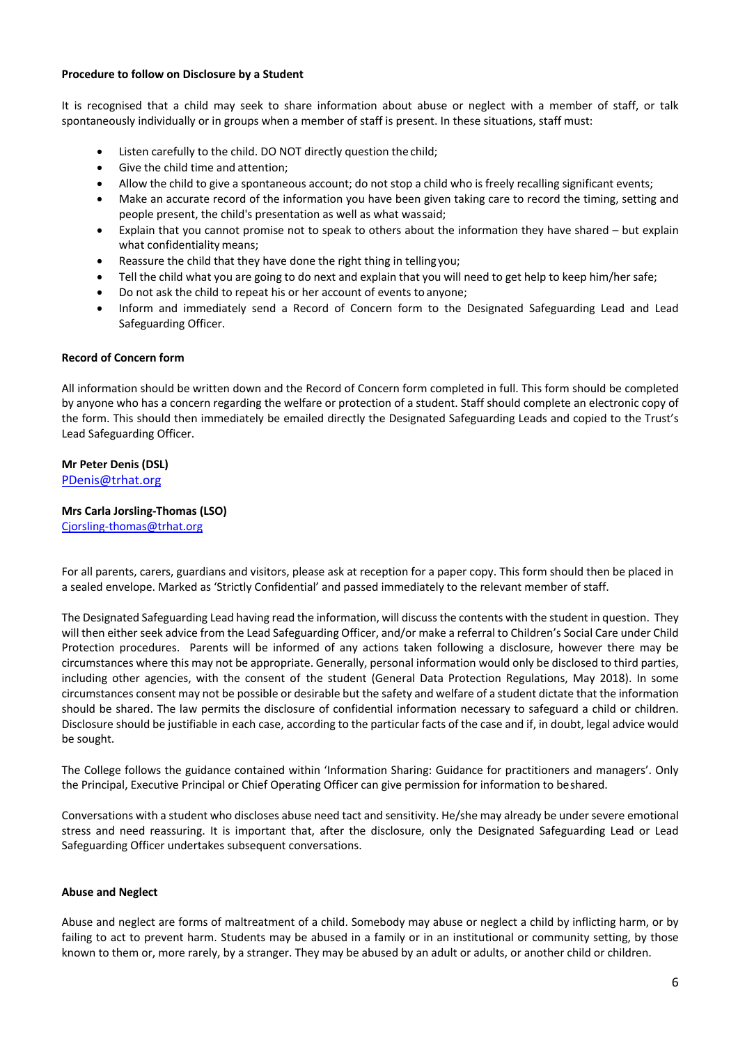**Procedure to follow on Disclosure by a Student**

It is recognised that a child may seek to share information about abuse or neglect with a member of staff, or talk spontaneously individually or in groups when a member of staff is present. In these situations, staff must:

- Listen carefully to the child. DO NOT directly question the child;
- Give the child time and attention;
- Allow the child to give a spontaneous account; do not stop a child who is freely recalling significant events;
- Make an accurate record of the information you have been given taking care to record the timing, setting and people present, the child's presentation as well as what was said;
- Explain that you cannot promise not to speak to others about the information they have shared – but explain what confidentiality means;
- Reassure the child that they have done the right thing in telling you;
- Tell the child what you are going to do next and explain that you will need to get help to keep him/her safe;
- Do not ask the child to repeat his or her account of events to anyone;
- Inform and immediately send a Record of Concern form to the Designated Safeguarding Lead and Lead Safeguarding Officer.

**Record of Concern form**

All information should be written down and the Record of Concern form completed in full. This form should be completed by anyone who has a concern regarding the welfare or protection of a student. Staff should complete an electronic copy of the form. This should then immediately be emailed directly the Designated Safeguarding Leads and copied to the Trust's Lead Safeguarding Officer.

**Mr Peter Denis (DSL)**
PDenis@trhat.org

**Mrs Carla Jorsling-Thomas (LSO)**
Cjorsling-thomas@trhat.org

For all parents, carers, guardians and visitors, please ask at reception for a paper copy. This form should then be placed in a sealed envelope. Marked as 'Strictly Confidential' and passed immediately to the relevant member of staff.

The Designated Safeguarding Lead having read the information, will discuss the contents with the student in question. They will then either seek advice from the Lead Safeguarding Officer, and/or make a referral to Children's Social Care under Child Protection procedures. Parents will be informed of any actions taken following a disclosure, however there may be circumstances where this may not be appropriate. Generally, personal information would only be disclosed to third parties, including other agencies, with the consent of the student (General Data Protection Regulations, May 2018). In some circumstances consent may not be possible or desirable but the safety and welfare of a student dictate that the information should be shared. The law permits the disclosure of confidential information necessary to safeguard a child or children. Disclosure should be justifiable in each case, according to the particular facts of the case and if, in doubt, legal advice would be sought.

The College follows the guidance contained within 'Information Sharing: Guidance for practitioners and managers'. Only the Principal, Executive Principal or Chief Operating Officer can give permission for information to be shared.

Conversations with a student who discloses abuse need tact and sensitivity. He/she may already be under severe emotional stress and need reassuring. It is important that, after the disclosure, only the Designated Safeguarding Lead or Lead Safeguarding Officer undertakes subsequent conversations.

**Abuse and Neglect**

Abuse and neglect are forms of maltreatment of a child. Somebody may abuse or neglect a child by inflicting harm, or by failing to act to prevent harm. Students may be abused in a family or in an institutional or community setting, by those known to them or, more rarely, by a stranger. They may be abused by an adult or adults, or another child or children.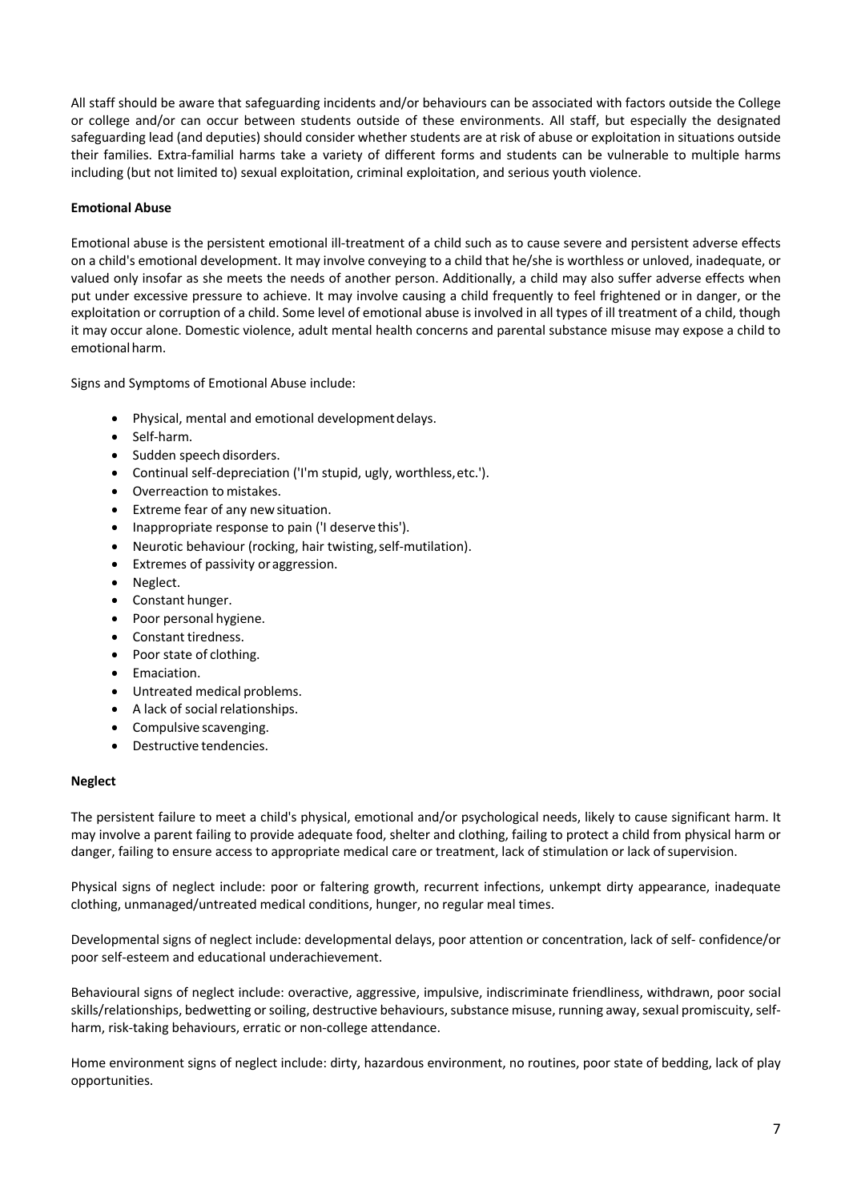All staff should be aware that safeguarding incidents and/or behaviours can be associated with factors outside the College or college and/or can occur between students outside of these environments. All staff, but especially the designated safeguarding lead (and deputies) should consider whether students are at risk of abuse or exploitation in situations outside their families. Extra-familial harms take a variety of different forms and students can be vulnerable to multiple harms including (but not limited to) sexual exploitation, criminal exploitation, and serious youth violence.

**Emotional Abuse**

Emotional abuse is the persistent emotional ill-treatment of a child such as to cause severe and persistent adverse effects on a child's emotional development. It may involve conveying to a child that he/she is worthless or unloved, inadequate, or valued only insofar as she meets the needs of another person. Additionally, a child may also suffer adverse effects when put under excessive pressure to achieve. It may involve causing a child frequently to feel frightened or in danger, or the exploitation or corruption of a child. Some level of emotional abuse is involved in all types of ill treatment of a child, though it may occur alone. Domestic violence, adult mental health concerns and parental substance misuse may expose a child to emotional harm.

Signs and Symptoms of Emotional Abuse include:

- Physical, mental and emotional development delays.
- Self-harm.
- Sudden speech disorders.
- Continual self-depreciation ('I'm stupid, ugly, worthless, etc.').
- Overreaction to mistakes.
- Extreme fear of any new situation.
- Inappropriate response to pain ('I deserve this').
- Neurotic behaviour (rocking, hair twisting, self-mutilation).
- Extremes of passivity or aggression.
- Neglect.
- Constant hunger.
- Poor personal hygiene.
- Constant tiredness.
- Poor state of clothing.
- Emaciation.
- Untreated medical problems.
- A lack of social relationships.
- Compulsive scavenging.
- Destructive tendencies.

**Neglect**

The persistent failure to meet a child's physical, emotional and/or psychological needs, likely to cause significant harm. It may involve a parent failing to provide adequate food, shelter and clothing, failing to protect a child from physical harm or danger, failing to ensure access to appropriate medical care or treatment, lack of stimulation or lack of supervision.

Physical signs of neglect include: poor or faltering growth, recurrent infections, unkempt dirty appearance, inadequate clothing, unmanaged/untreated medical conditions, hunger, no regular meal times.

Developmental signs of neglect include: developmental delays, poor attention or concentration, lack of self- confidence/or poor self-esteem and educational underachievement.

Behavioural signs of neglect include: overactive, aggressive, impulsive, indiscriminate friendliness, withdrawn, poor social skills/relationships, bedwetting or soiling, destructive behaviours, substance misuse, running away, sexual promiscuity, self-harm, risk-taking behaviours, erratic or non-college attendance.

Home environment signs of neglect include: dirty, hazardous environment, no routines, poor state of bedding, lack of play opportunities.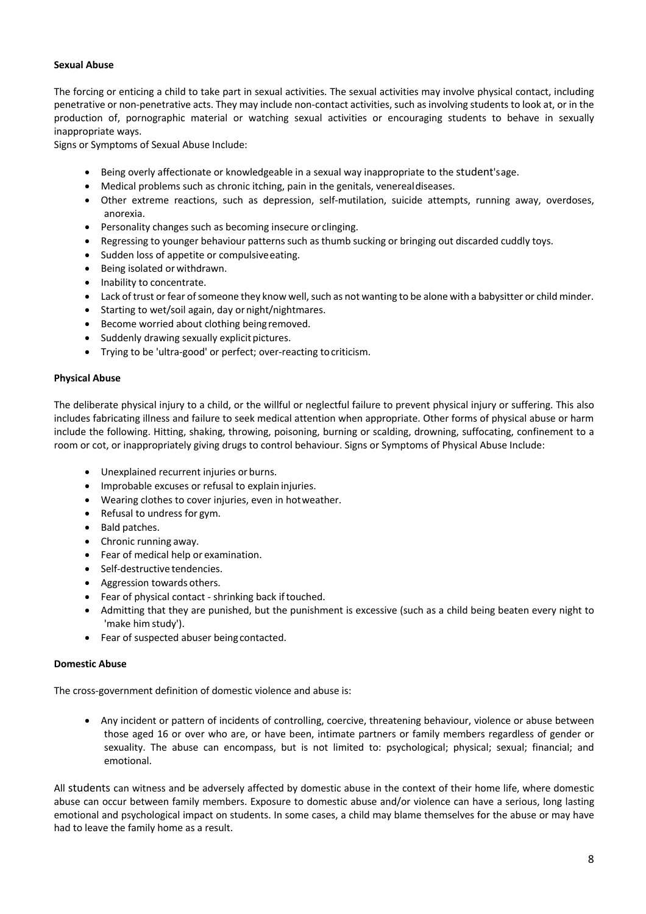**Sexual Abuse**

The forcing or enticing a child to take part in sexual activities. The sexual activities may involve physical contact, including penetrative or non-penetrative acts. They may include non-contact activities, such as involving students to look at, or in the production of, pornographic material or watching sexual activities or encouraging students to behave in sexually inappropriate ways.

Signs or Symptoms of Sexual Abuse Include:

- Being overly affectionate or knowledgeable in a sexual way inappropriate to the student's age.
- Medical problems such as chronic itching, pain in the genitals, venereal diseases.
- Other extreme reactions, such as depression, self-mutilation, suicide attempts, running away, overdoses, anorexia.
- Personality changes such as becoming insecure or clinging.
- Regressing to younger behaviour patterns such as thumb sucking or bringing out discarded cuddly toys.
- Sudden loss of appetite or compulsive eating.
- Being isolated or withdrawn.
- Inability to concentrate.
- Lack of trust or fear of someone they know well, such as not wanting to be alone with a babysitter or child minder.
- Starting to wet/soil again, day or night/nightmares.
- Become worried about clothing being removed.
- Suddenly drawing sexually explicit pictures.
- Trying to be 'ultra-good' or perfect; over-reacting to criticism.

**Physical Abuse**

The deliberate physical injury to a child, or the willful or neglectful failure to prevent physical injury or suffering. This also includes fabricating illness and failure to seek medical attention when appropriate. Other forms of physical abuse or harm include the following. Hitting, shaking, throwing, poisoning, burning or scalding, drowning, suffocating, confinement to a room or cot, or inappropriately giving drugs to control behaviour. Signs or Symptoms of Physical Abuse Include:

- Unexplained recurrent injuries or burns.
- Improbable excuses or refusal to explain injuries.
- Wearing clothes to cover injuries, even in hot weather.
- Refusal to undress for gym.
- Bald patches.
- Chronic running away.
- Fear of medical help or examination.
- Self-destructive tendencies.
- Aggression towards others.
- Fear of physical contact - shrinking back if touched.
- Admitting that they are punished, but the punishment is excessive (such as a child being beaten every night to 'make him study').
- Fear of suspected abuser being contacted.

**Domestic Abuse**

The cross-government definition of domestic violence and abuse is:

- Any incident or pattern of incidents of controlling, coercive, threatening behaviour, violence or abuse between those aged 16 or over who are, or have been, intimate partners or family members regardless of gender or sexuality. The abuse can encompass, but is not limited to: psychological; physical; sexual; financial; and emotional.

All students can witness and be adversely affected by domestic abuse in the context of their home life, where domestic abuse can occur between family members. Exposure to domestic abuse and/or violence can have a serious, long lasting emotional and psychological impact on students. In some cases, a child may blame themselves for the abuse or may have had to leave the family home as a result.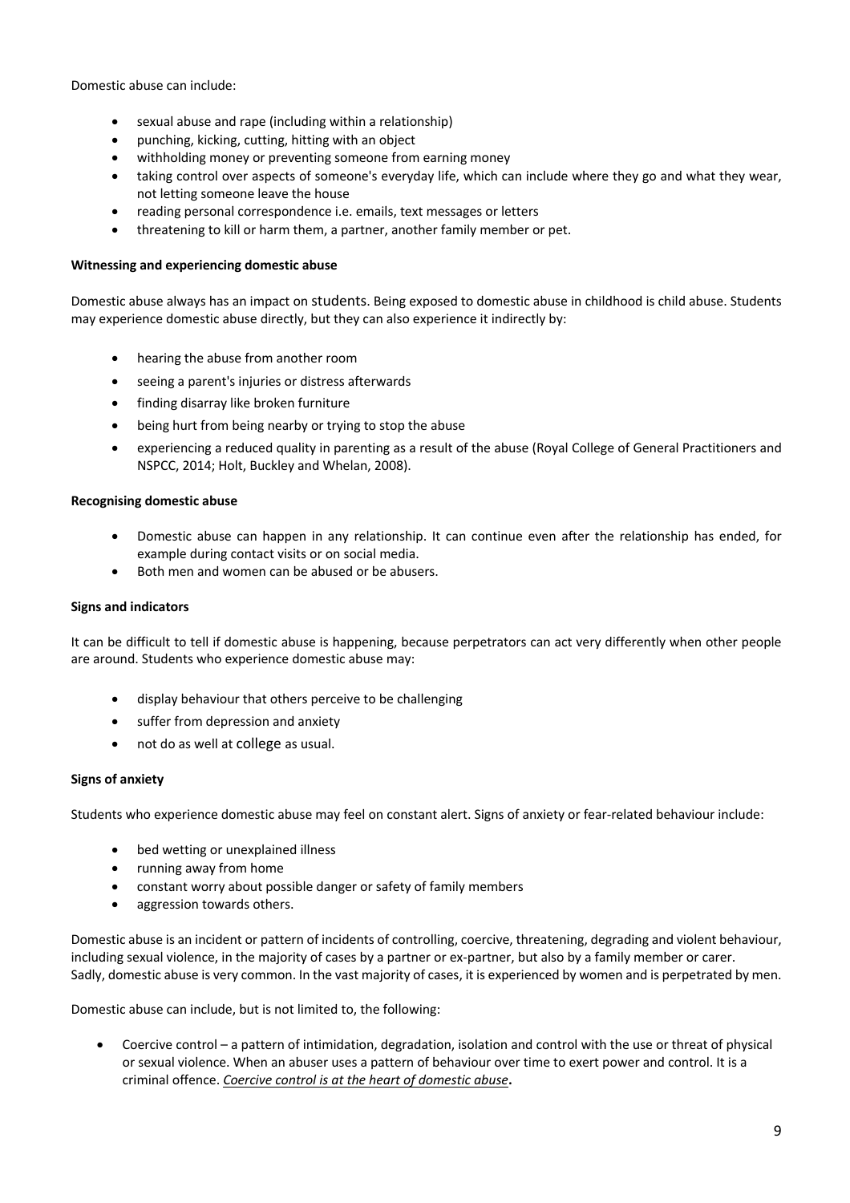Domestic abuse can include:

- sexual abuse and rape (including within a relationship)
- punching, kicking, cutting, hitting with an object
- withholding money or preventing someone from earning money
- taking control over aspects of someone's everyday life, which can include where they go and what they wear, not letting someone leave the house
- reading personal correspondence i.e. emails, text messages or letters
- threatening to kill or harm them, a partner, another family member or pet.

**Witnessing and experiencing domestic abuse**

Domestic abuse always has an impact on students. Being exposed to domestic abuse in childhood is child abuse. Students may experience domestic abuse directly, but they can also experience it indirectly by:

- hearing the abuse from another room
- seeing a parent's injuries or distress afterwards
- finding disarray like broken furniture
- being hurt from being nearby or trying to stop the abuse
- experiencing a reduced quality in parenting as a result of the abuse (Royal College of General Practitioners and NSPCC, 2014; Holt, Buckley and Whelan, 2008).

**Recognising domestic abuse**

- Domestic abuse can happen in any relationship. It can continue even after the relationship has ended, for example during contact visits or on social media.
- Both men and women can be abused or be abusers.

**Signs and indicators**

It can be difficult to tell if domestic abuse is happening, because perpetrators can act very differently when other people are around. Students who experience domestic abuse may:

- display behaviour that others perceive to be challenging
- suffer from depression and anxiety
- not do as well at college as usual.

**Signs of anxiety**

Students who experience domestic abuse may feel on constant alert. Signs of anxiety or fear-related behaviour include:

- bed wetting or unexplained illness
- running away from home
- constant worry about possible danger or safety of family members
- aggression towards others.

Domestic abuse is an incident or pattern of incidents of controlling, coercive, threatening, degrading and violent behaviour, including sexual violence, in the majority of cases by a partner or ex-partner, but also by a family member or carer. Sadly, domestic abuse is very common. In the vast majority of cases, it is experienced by women and is perpetrated by men.

Domestic abuse can include, but is not limited to, the following:

- Coercive control – a pattern of intimidation, degradation, isolation and control with the use or threat of physical or sexual violence. When an abuser uses a pattern of behaviour over time to exert power and control. It is a criminal offence. *Coercive control is at the heart of domestic abuse*.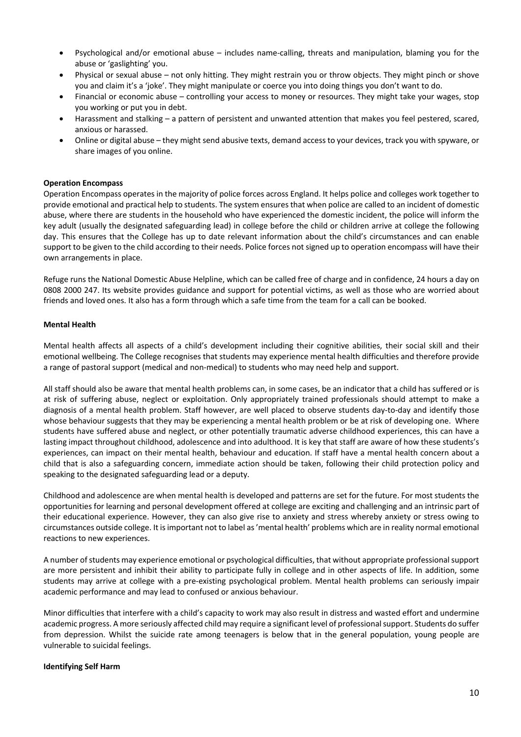- Psychological and/or emotional abuse – includes name-calling, threats and manipulation, blaming you for the abuse or 'gaslighting' you.
- Physical or sexual abuse – not only hitting. They might restrain you or throw objects. They might pinch or shove you and claim it's a 'joke'. They might manipulate or coerce you into doing things you don't want to do.
- Financial or economic abuse – controlling your access to money or resources. They might take your wages, stop you working or put you in debt.
- Harassment and stalking – a pattern of persistent and unwanted attention that makes you feel pestered, scared, anxious or harassed.
- Online or digital abuse – they might send abusive texts, demand access to your devices, track you with spyware, or share images of you online.

**Operation Encompass**

Operation Encompass operates in the majority of police forces across England. It helps police and colleges work together to provide emotional and practical help to students. The system ensures that when police are called to an incident of domestic abuse, where there are students in the household who have experienced the domestic incident, the police will inform the key adult (usually the designated safeguarding lead) in college before the child or children arrive at college the following day. This ensures that the College has up to date relevant information about the child's circumstances and can enable support to be given to the child according to their needs. Police forces not signed up to operation encompass will have their own arrangements in place.

Refuge runs the National Domestic Abuse Helpline, which can be called free of charge and in confidence, 24 hours a day on 0808 2000 247. Its website provides guidance and support for potential victims, as well as those who are worried about friends and loved ones. It also has a form through which a safe time from the team for a call can be booked.

**Mental Health**

Mental health affects all aspects of a child's development including their cognitive abilities, their social skill and their emotional wellbeing. The College recognises that students may experience mental health difficulties and therefore provide a range of pastoral support (medical and non-medical) to students who may need help and support.

All staff should also be aware that mental health problems can, in some cases, be an indicator that a child has suffered or is at risk of suffering abuse, neglect or exploitation. Only appropriately trained professionals should attempt to make a diagnosis of a mental health problem. Staff however, are well placed to observe students day-to-day and identify those whose behaviour suggests that they may be experiencing a mental health problem or be at risk of developing one. Where students have suffered abuse and neglect, or other potentially traumatic adverse childhood experiences, this can have a lasting impact throughout childhood, adolescence and into adulthood. It is key that staff are aware of how these students's experiences, can impact on their mental health, behaviour and education. If staff have a mental health concern about a child that is also a safeguarding concern, immediate action should be taken, following their child protection policy and speaking to the designated safeguarding lead or a deputy.

Childhood and adolescence are when mental health is developed and patterns are set for the future. For most students the opportunities for learning and personal development offered at college are exciting and challenging and an intrinsic part of their educational experience. However, they can also give rise to anxiety and stress whereby anxiety or stress owing to circumstances outside college. It is important not to label as 'mental health' problems which are in reality normal emotional reactions to new experiences.

A number of students may experience emotional or psychological difficulties, that without appropriate professional support are more persistent and inhibit their ability to participate fully in college and in other aspects of life. In addition, some students may arrive at college with a pre-existing psychological problem. Mental health problems can seriously impair academic performance and may lead to confused or anxious behaviour.

Minor difficulties that interfere with a child's capacity to work may also result in distress and wasted effort and undermine academic progress. A more seriously affected child may require a significant level of professional support. Students do suffer from depression. Whilst the suicide rate among teenagers is below that in the general population, young people are vulnerable to suicidal feelings.

**Identifying Self Harm**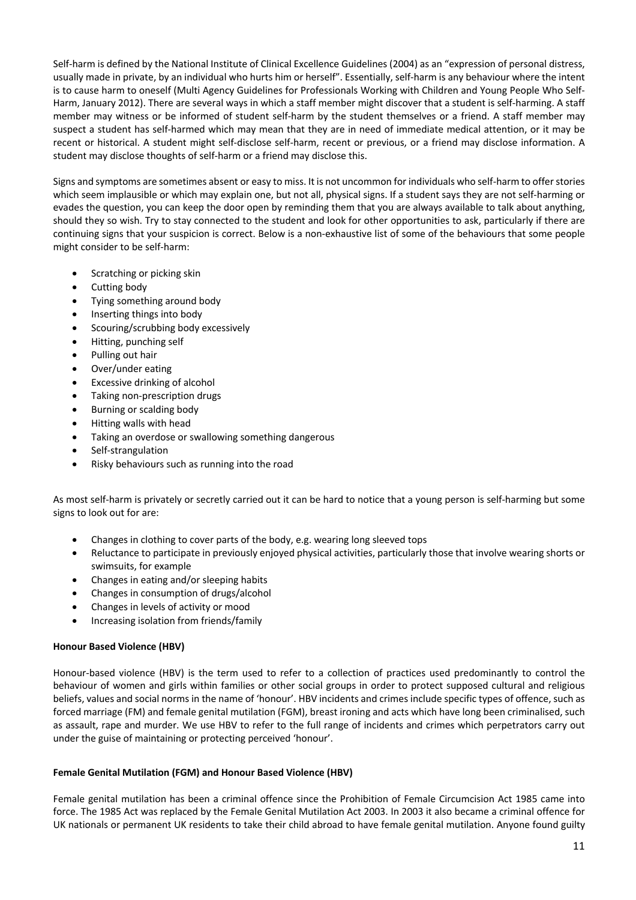Self-harm is defined by the National Institute of Clinical Excellence Guidelines (2004) as an "expression of personal distress, usually made in private, by an individual who hurts him or herself". Essentially, self-harm is any behaviour where the intent is to cause harm to oneself (Multi Agency Guidelines for Professionals Working with Children and Young People Who Self-Harm, January 2012). There are several ways in which a staff member might discover that a student is self-harming. A staff member may witness or be informed of student self-harm by the student themselves or a friend. A staff member may suspect a student has self-harmed which may mean that they are in need of immediate medical attention, or it may be recent or historical. A student might self-disclose self-harm, recent or previous, or a friend may disclose information. A student may disclose thoughts of self-harm or a friend may disclose this.

Signs and symptoms are sometimes absent or easy to miss. It is not uncommon for individuals who self-harm to offer stories which seem implausible or which may explain one, but not all, physical signs. If a student says they are not self-harming or evades the question, you can keep the door open by reminding them that you are always available to talk about anything, should they so wish. Try to stay connected to the student and look for other opportunities to ask, particularly if there are continuing signs that your suspicion is correct. Below is a non-exhaustive list of some of the behaviours that some people might consider to be self-harm:

- Scratching or picking skin
- Cutting body
- Tying something around body
- Inserting things into body
- Scouring/scrubbing body excessively
- Hitting, punching self
- Pulling out hair
- Over/under eating
- Excessive drinking of alcohol
- Taking non-prescription drugs
- Burning or scalding body
- Hitting walls with head
- Taking an overdose or swallowing something dangerous
- Self-strangulation
- Risky behaviours such as running into the road

As most self-harm is privately or secretly carried out it can be hard to notice that a young person is self-harming but some signs to look out for are:

- Changes in clothing to cover parts of the body, e.g. wearing long sleeved tops
- Reluctance to participate in previously enjoyed physical activities, particularly those that involve wearing shorts or swimsuits, for example
- Changes in eating and/or sleeping habits
- Changes in consumption of drugs/alcohol
- Changes in levels of activity or mood
- Increasing isolation from friends/family

**Honour Based Violence (HBV)**

Honour-based violence (HBV) is the term used to refer to a collection of practices used predominantly to control the behaviour of women and girls within families or other social groups in order to protect supposed cultural and religious beliefs, values and social norms in the name of 'honour'. HBV incidents and crimes include specific types of offence, such as forced marriage (FM) and female genital mutilation (FGM), breast ironing and acts which have long been criminalised, such as assault, rape and murder. We use HBV to refer to the full range of incidents and crimes which perpetrators carry out under the guise of maintaining or protecting perceived 'honour'.

**Female Genital Mutilation (FGM) and Honour Based Violence (HBV)**

Female genital mutilation has been a criminal offence since the Prohibition of Female Circumcision Act 1985 came into force. The 1985 Act was replaced by the Female Genital Mutilation Act 2003. In 2003 it also became a criminal offence for UK nationals or permanent UK residents to take their child abroad to have female genital mutilation. Anyone found guilty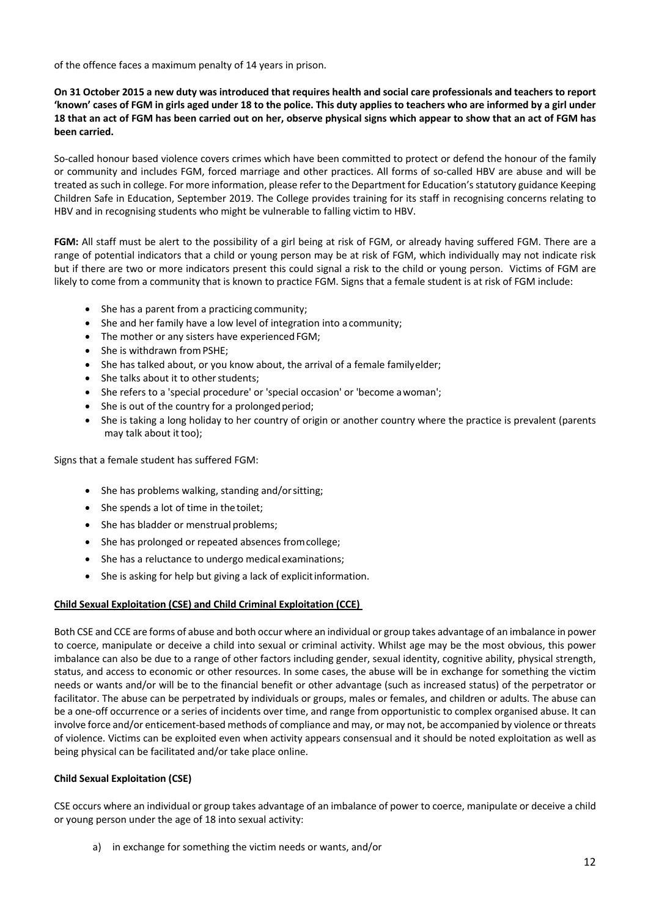of the offence faces a maximum penalty of 14 years in prison.

**On 31 October 2015 a new duty was introduced that requires health and social care professionals and teachers to report 'known' cases of FGM in girls aged under 18 to the police. This duty applies to teachers who are informed by a girl under 18 that an act of FGM has been carried out on her, observe physical signs which appear to show that an act of FGM has been carried.**

So-called honour based violence covers crimes which have been committed to protect or defend the honour of the family or community and includes FGM, forced marriage and other practices. All forms of so-called HBV are abuse and will be treated as such in college. For more information, please refer to the Department for Education's statutory guidance Keeping Children Safe in Education, September 2019. The College provides training for its staff in recognising concerns relating to HBV and in recognising students who might be vulnerable to falling victim to HBV.

**FGM:** All staff must be alert to the possibility of a girl being at risk of FGM, or already having suffered FGM. There are a range of potential indicators that a child or young person may be at risk of FGM, which individually may not indicate risk but if there are two or more indicators present this could signal a risk to the child or young person. Victims of FGM are likely to come from a community that is known to practice FGM. Signs that a female student is at risk of FGM include:

- She has a parent from a practicing community;
- She and her family have a low level of integration into a community;
- The mother or any sisters have experienced FGM;
- She is withdrawn from PSHE;
- She has talked about, or you know about, the arrival of a female family elder;
- She talks about it to other students;
- She refers to a 'special procedure' or 'special occasion' or 'become a woman';
- She is out of the country for a prolonged period;
- She is taking a long holiday to her country of origin or another country where the practice is prevalent (parents may talk about it too);

Signs that a female student has suffered FGM:

- She has problems walking, standing and/or sitting;
- She spends a lot of time in the toilet;
- She has bladder or menstrual problems;
- She has prolonged or repeated absences from college;
- She has a reluctance to undergo medical examinations;
- She is asking for help but giving a lack of explicit information.

**Child Sexual Exploitation (CSE) and Child Criminal Exploitation (CCE)**

Both CSE and CCE are forms of abuse and both occur where an individual or group takes advantage of an imbalance in power to coerce, manipulate or deceive a child into sexual or criminal activity. Whilst age may be the most obvious, this power imbalance can also be due to a range of other factors including gender, sexual identity, cognitive ability, physical strength, status, and access to economic or other resources. In some cases, the abuse will be in exchange for something the victim needs or wants and/or will be to the financial benefit or other advantage (such as increased status) of the perpetrator or facilitator. The abuse can be perpetrated by individuals or groups, males or females, and children or adults. The abuse can be a one-off occurrence or a series of incidents over time, and range from opportunistic to complex organised abuse. It can involve force and/or enticement-based methods of compliance and may, or may not, be accompanied by violence or threats of violence. Victims can be exploited even when activity appears consensual and it should be noted exploitation as well as being physical can be facilitated and/or take place online.

**Child Sexual Exploitation (CSE)**

CSE occurs where an individual or group takes advantage of an imbalance of power to coerce, manipulate or deceive a child or young person under the age of 18 into sexual activity:

a) in exchange for something the victim needs or wants, and/or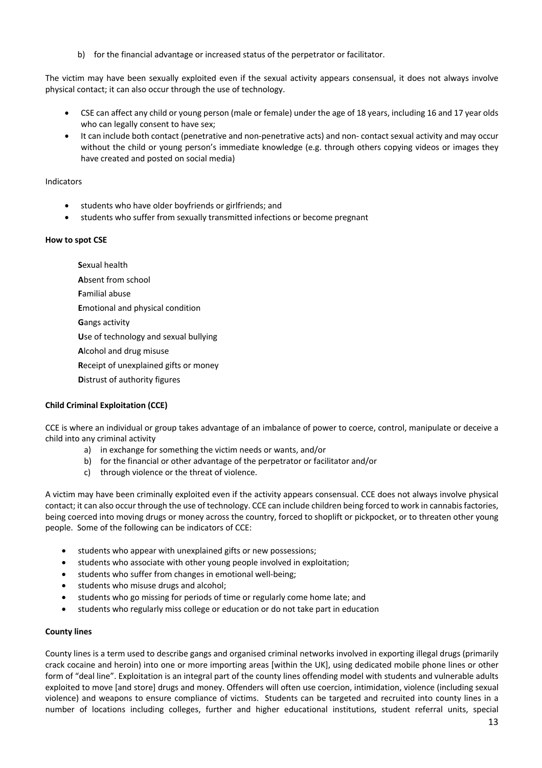b) for the financial advantage or increased status of the perpetrator or facilitator.

The victim may have been sexually exploited even if the sexual activity appears consensual, it does not always involve physical contact; it can also occur through the use of technology.

- CSE can affect any child or young person (male or female) under the age of 18 years, including 16 and 17 year olds who can legally consent to have sex;
- It can include both contact (penetrative and non-penetrative acts) and non- contact sexual activity and may occur without the child or young person's immediate knowledge (e.g. through others copying videos or images they have created and posted on social media)

Indicators

- students who have older boyfriends or girlfriends; and
- students who suffer from sexually transmitted infections or become pregnant

**How to spot CSE**

**S**exual health
**A**bsent from school
**F**amilial abuse
**E**motional and physical condition
**G**angs activity
**U**se of technology and sexual bullying
**A**lcohol and drug misuse
**R**eceipt of unexplained gifts or money
**D**istrust of authority figures

**Child Criminal Exploitation (CCE)**

CCE is where an individual or group takes advantage of an imbalance of power to coerce, control, manipulate or deceive a child into any criminal activity

a) in exchange for something the victim needs or wants, and/or
b) for the financial or other advantage of the perpetrator or facilitator and/or
c) through violence or the threat of violence.

A victim may have been criminally exploited even if the activity appears consensual. CCE does not always involve physical contact; it can also occur through the use of technology. CCE can include children being forced to work in cannabis factories, being coerced into moving drugs or money across the country, forced to shoplift or pickpocket, or to threaten other young people. Some of the following can be indicators of CCE:

- students who appear with unexplained gifts or new possessions;
- students who associate with other young people involved in exploitation;
- students who suffer from changes in emotional well-being;
- students who misuse drugs and alcohol;
- students who go missing for periods of time or regularly come home late; and
- students who regularly miss college or education or do not take part in education

**County lines**

County lines is a term used to describe gangs and organised criminal networks involved in exporting illegal drugs (primarily crack cocaine and heroin) into one or more importing areas [within the UK], using dedicated mobile phone lines or other form of "deal line". Exploitation is an integral part of the county lines offending model with students and vulnerable adults exploited to move [and store] drugs and money. Offenders will often use coercion, intimidation, violence (including sexual violence) and weapons to ensure compliance of victims. Students can be targeted and recruited into county lines in a number of locations including colleges, further and higher educational institutions, student referral units, special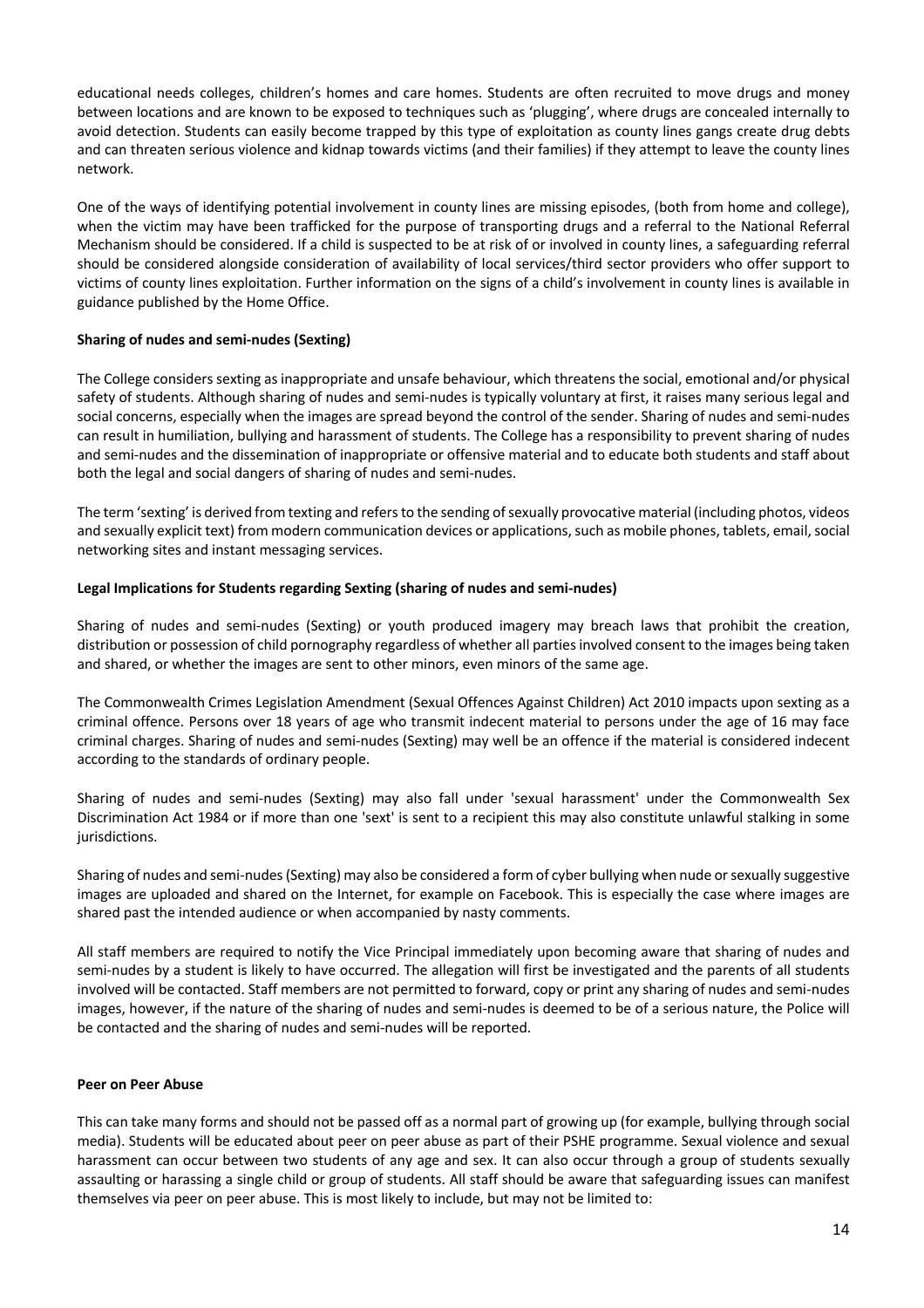educational needs colleges, children's homes and care homes. Students are often recruited to move drugs and money between locations and are known to be exposed to techniques such as 'plugging', where drugs are concealed internally to avoid detection. Students can easily become trapped by this type of exploitation as county lines gangs create drug debts and can threaten serious violence and kidnap towards victims (and their families) if they attempt to leave the county lines network.

One of the ways of identifying potential involvement in county lines are missing episodes, (both from home and college), when the victim may have been trafficked for the purpose of transporting drugs and a referral to the National Referral Mechanism should be considered. If a child is suspected to be at risk of or involved in county lines, a safeguarding referral should be considered alongside consideration of availability of local services/third sector providers who offer support to victims of county lines exploitation. Further information on the signs of a child's involvement in county lines is available in guidance published by the Home Office.

**Sharing of nudes and semi-nudes (Sexting)**

The College considers sexting as inappropriate and unsafe behaviour, which threatens the social, emotional and/or physical safety of students. Although sharing of nudes and semi-nudes is typically voluntary at first, it raises many serious legal and social concerns, especially when the images are spread beyond the control of the sender. Sharing of nudes and semi-nudes can result in humiliation, bullying and harassment of students. The College has a responsibility to prevent sharing of nudes and semi-nudes and the dissemination of inappropriate or offensive material and to educate both students and staff about both the legal and social dangers of sharing of nudes and semi-nudes.

The term 'sexting' is derived from texting and refers to the sending of sexually provocative material (including photos, videos and sexually explicit text) from modern communication devices or applications, such as mobile phones, tablets, email, social networking sites and instant messaging services.

**Legal Implications for Students regarding Sexting (sharing of nudes and semi-nudes)**

Sharing of nudes and semi-nudes (Sexting) or youth produced imagery may breach laws that prohibit the creation, distribution or possession of child pornography regardless of whether all parties involved consent to the images being taken and shared, or whether the images are sent to other minors, even minors of the same age.

The Commonwealth Crimes Legislation Amendment (Sexual Offences Against Children) Act 2010 impacts upon sexting as a criminal offence. Persons over 18 years of age who transmit indecent material to persons under the age of 16 may face criminal charges. Sharing of nudes and semi-nudes (Sexting) may well be an offence if the material is considered indecent according to the standards of ordinary people.

Sharing of nudes and semi-nudes (Sexting) may also fall under 'sexual harassment' under the Commonwealth Sex Discrimination Act 1984 or if more than one 'sext' is sent to a recipient this may also constitute unlawful stalking in some jurisdictions.

Sharing of nudes and semi-nudes (Sexting) may also be considered a form of cyber bullying when nude or sexually suggestive images are uploaded and shared on the Internet, for example on Facebook. This is especially the case where images are shared past the intended audience or when accompanied by nasty comments.

All staff members are required to notify the Vice Principal immediately upon becoming aware that sharing of nudes and semi-nudes by a student is likely to have occurred. The allegation will first be investigated and the parents of all students involved will be contacted. Staff members are not permitted to forward, copy or print any sharing of nudes and semi-nudes images, however, if the nature of the sharing of nudes and semi-nudes is deemed to be of a serious nature, the Police will be contacted and the sharing of nudes and semi-nudes will be reported.

**Peer on Peer Abuse**

This can take many forms and should not be passed off as a normal part of growing up (for example, bullying through social media). Students will be educated about peer on peer abuse as part of their PSHE programme. Sexual violence and sexual harassment can occur between two students of any age and sex. It can also occur through a group of students sexually assaulting or harassing a single child or group of students. All staff should be aware that safeguarding issues can manifest themselves via peer on peer abuse. This is most likely to include, but may not be limited to: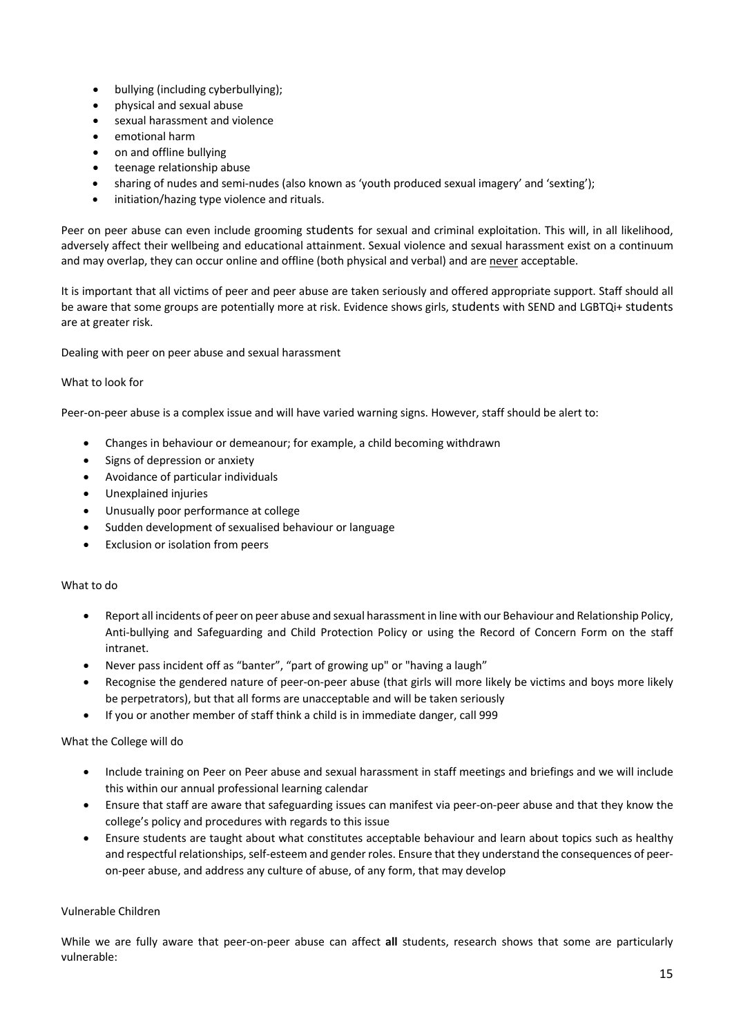- bullying (including cyberbullying);
- physical and sexual abuse
- sexual harassment and violence
- emotional harm
- on and offline bullying
- teenage relationship abuse
- sharing of nudes and semi-nudes (also known as 'youth produced sexual imagery' and 'sexting');
- initiation/hazing type violence and rituals.

Peer on peer abuse can even include grooming students for sexual and criminal exploitation. This will, in all likelihood, adversely affect their wellbeing and educational attainment. Sexual violence and sexual harassment exist on a continuum and may overlap, they can occur online and offline (both physical and verbal) and are <u>never</u> acceptable.

It is important that all victims of peer and peer abuse are taken seriously and offered appropriate support. Staff should all be aware that some groups are potentially more at risk. Evidence shows girls, students with SEND and LGBTQi+ students are at greater risk.

Dealing with peer on peer abuse and sexual harassment

What to look for

Peer-on-peer abuse is a complex issue and will have varied warning signs. However, staff should be alert to:

- Changes in behaviour or demeanour; for example, a child becoming withdrawn
- Signs of depression or anxiety
- Avoidance of particular individuals
- Unexplained injuries
- Unusually poor performance at college
- Sudden development of sexualised behaviour or language
- Exclusion or isolation from peers

What to do

- Report all incidents of peer on peer abuse and sexual harassment in line with our Behaviour and Relationship Policy, Anti-bullying and Safeguarding and Child Protection Policy or using the Record of Concern Form on the staff intranet.
- Never pass incident off as "banter", "part of growing up" or "having a laugh"
- Recognise the gendered nature of peer-on-peer abuse (that girls will more likely be victims and boys more likely be perpetrators), but that all forms are unacceptable and will be taken seriously
- If you or another member of staff think a child is in immediate danger, call 999

What the College will do

- Include training on Peer on Peer abuse and sexual harassment in staff meetings and briefings and we will include this within our annual professional learning calendar
- Ensure that staff are aware that safeguarding issues can manifest via peer-on-peer abuse and that they know the college's policy and procedures with regards to this issue
- Ensure students are taught about what constitutes acceptable behaviour and learn about topics such as healthy and respectful relationships, self-esteem and gender roles. Ensure that they understand the consequences of peer-on-peer abuse, and address any culture of abuse, of any form, that may develop

Vulnerable Children

While we are fully aware that peer-on-peer abuse can affect **all** students, research shows that some are particularly vulnerable: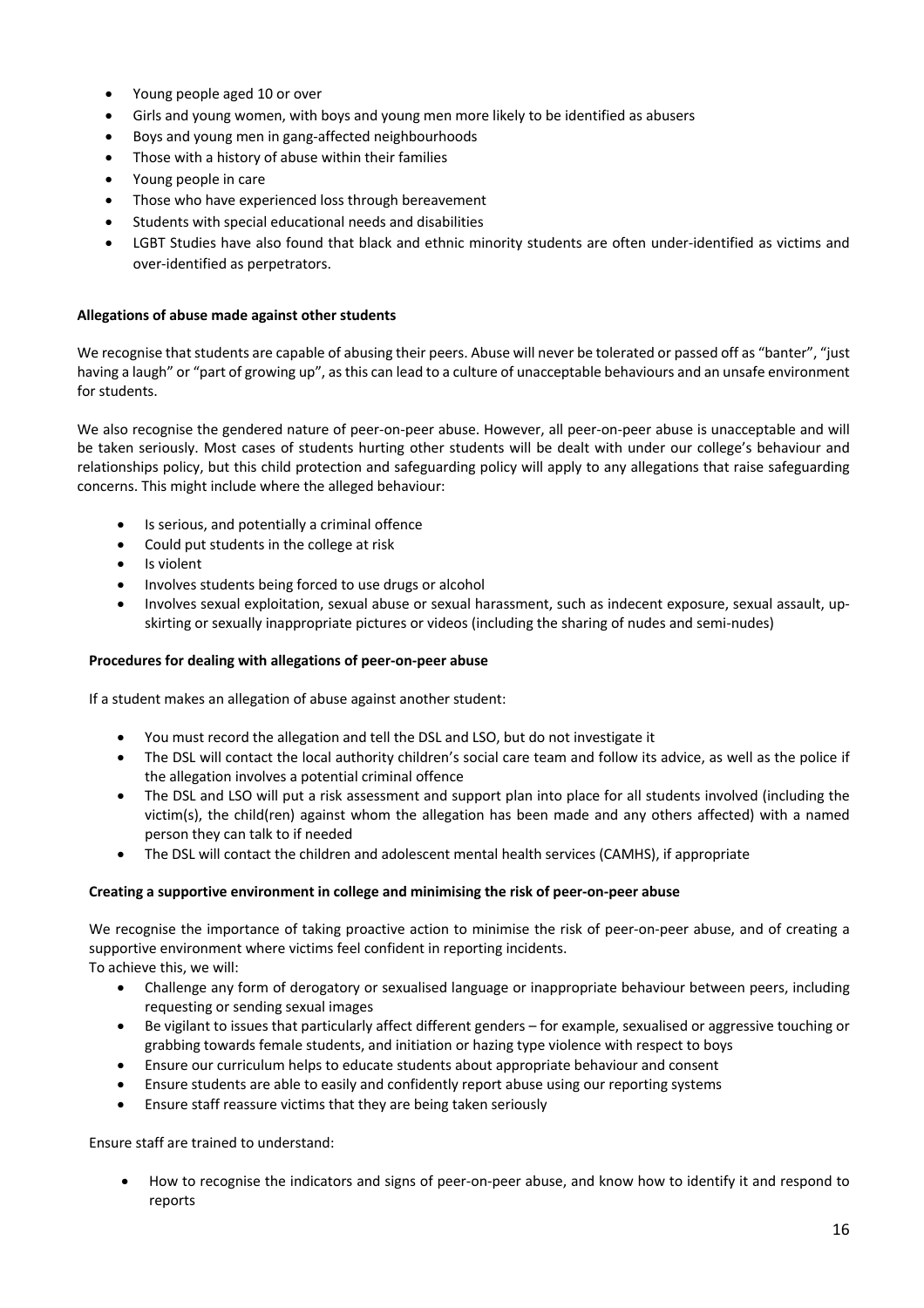- Young people aged 10 or over
- Girls and young women, with boys and young men more likely to be identified as abusers
- Boys and young men in gang-affected neighbourhoods
- Those with a history of abuse within their families
- Young people in care
- Those who have experienced loss through bereavement
- Students with special educational needs and disabilities
- LGBT Studies have also found that black and ethnic minority students are often under-identified as victims and over-identified as perpetrators.

**Allegations of abuse made against other students**

We recognise that students are capable of abusing their peers. Abuse will never be tolerated or passed off as "banter", "just having a laugh" or "part of growing up", as this can lead to a culture of unacceptable behaviours and an unsafe environment for students.

We also recognise the gendered nature of peer-on-peer abuse. However, all peer-on-peer abuse is unacceptable and will be taken seriously. Most cases of students hurting other students will be dealt with under our college's behaviour and relationships policy, but this child protection and safeguarding policy will apply to any allegations that raise safeguarding concerns. This might include where the alleged behaviour:

- Is serious, and potentially a criminal offence
- Could put students in the college at risk
- Is violent
- Involves students being forced to use drugs or alcohol
- Involves sexual exploitation, sexual abuse or sexual harassment, such as indecent exposure, sexual assault, up-skirting or sexually inappropriate pictures or videos (including the sharing of nudes and semi-nudes)

**Procedures for dealing with allegations of peer-on-peer abuse**

If a student makes an allegation of abuse against another student:

- You must record the allegation and tell the DSL and LSO, but do not investigate it
- The DSL will contact the local authority children's social care team and follow its advice, as well as the police if the allegation involves a potential criminal offence
- The DSL and LSO will put a risk assessment and support plan into place for all students involved (including the victim(s), the child(ren) against whom the allegation has been made and any others affected) with a named person they can talk to if needed
- The DSL will contact the children and adolescent mental health services (CAMHS), if appropriate

**Creating a supportive environment in college and minimising the risk of peer-on-peer abuse**

We recognise the importance of taking proactive action to minimise the risk of peer-on-peer abuse, and of creating a supportive environment where victims feel confident in reporting incidents.
To achieve this, we will:

- Challenge any form of derogatory or sexualised language or inappropriate behaviour between peers, including requesting or sending sexual images
- Be vigilant to issues that particularly affect different genders – for example, sexualised or aggressive touching or grabbing towards female students, and initiation or hazing type violence with respect to boys
- Ensure our curriculum helps to educate students about appropriate behaviour and consent
- Ensure students are able to easily and confidently report abuse using our reporting systems
- Ensure staff reassure victims that they are being taken seriously

Ensure staff are trained to understand:

- How to recognise the indicators and signs of peer-on-peer abuse, and know how to identify it and respond to reports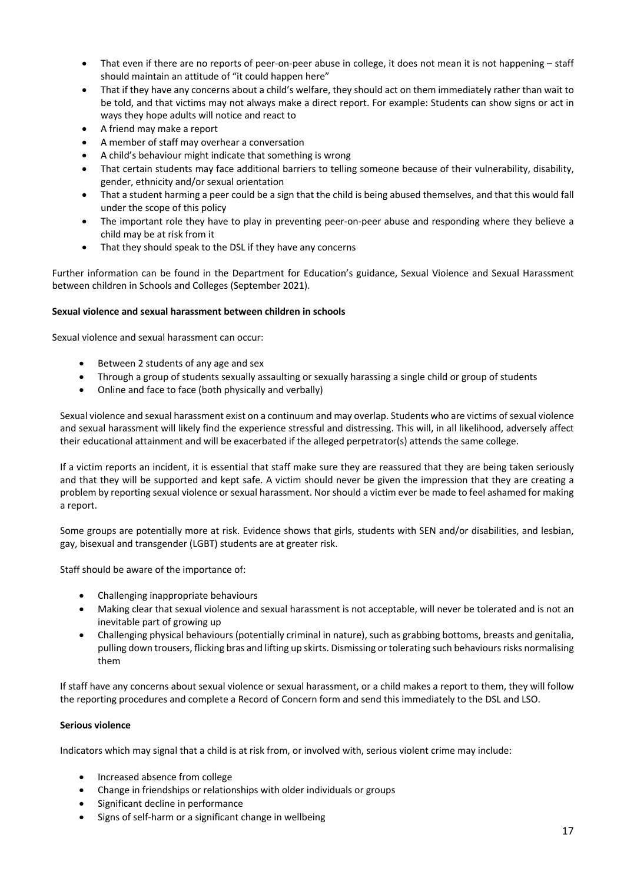- That even if there are no reports of peer-on-peer abuse in college, it does not mean it is not happening – staff should maintain an attitude of "it could happen here"
- That if they have any concerns about a child's welfare, they should act on them immediately rather than wait to be told, and that victims may not always make a direct report. For example: Students can show signs or act in ways they hope adults will notice and react to
- A friend may make a report
- A member of staff may overhear a conversation
- A child's behaviour might indicate that something is wrong
- That certain students may face additional barriers to telling someone because of their vulnerability, disability, gender, ethnicity and/or sexual orientation
- That a student harming a peer could be a sign that the child is being abused themselves, and that this would fall under the scope of this policy
- The important role they have to play in preventing peer-on-peer abuse and responding where they believe a child may be at risk from it
- That they should speak to the DSL if they have any concerns

Further information can be found in the Department for Education's guidance, Sexual Violence and Sexual Harassment between children in Schools and Colleges (September 2021).

**Sexual violence and sexual harassment between children in schools**

Sexual violence and sexual harassment can occur:

- Between 2 students of any age and sex
- Through a group of students sexually assaulting or sexually harassing a single child or group of students
- Online and face to face (both physically and verbally)

Sexual violence and sexual harassment exist on a continuum and may overlap. Students who are victims of sexual violence and sexual harassment will likely find the experience stressful and distressing. This will, in all likelihood, adversely affect their educational attainment and will be exacerbated if the alleged perpetrator(s) attends the same college.

If a victim reports an incident, it is essential that staff make sure they are reassured that they are being taken seriously and that they will be supported and kept safe. A victim should never be given the impression that they are creating a problem by reporting sexual violence or sexual harassment. Nor should a victim ever be made to feel ashamed for making a report.

Some groups are potentially more at risk. Evidence shows that girls, students with SEN and/or disabilities, and lesbian, gay, bisexual and transgender (LGBT) students are at greater risk.

Staff should be aware of the importance of:

- Challenging inappropriate behaviours
- Making clear that sexual violence and sexual harassment is not acceptable, will never be tolerated and is not an inevitable part of growing up
- Challenging physical behaviours (potentially criminal in nature), such as grabbing bottoms, breasts and genitalia, pulling down trousers, flicking bras and lifting up skirts. Dismissing or tolerating such behaviours risks normalising them

If staff have any concerns about sexual violence or sexual harassment, or a child makes a report to them, they will follow the reporting procedures and complete a Record of Concern form and send this immediately to the DSL and LSO.

**Serious violence**

Indicators which may signal that a child is at risk from, or involved with, serious violent crime may include:

- Increased absence from college
- Change in friendships or relationships with older individuals or groups
- Significant decline in performance
- Signs of self-harm or a significant change in wellbeing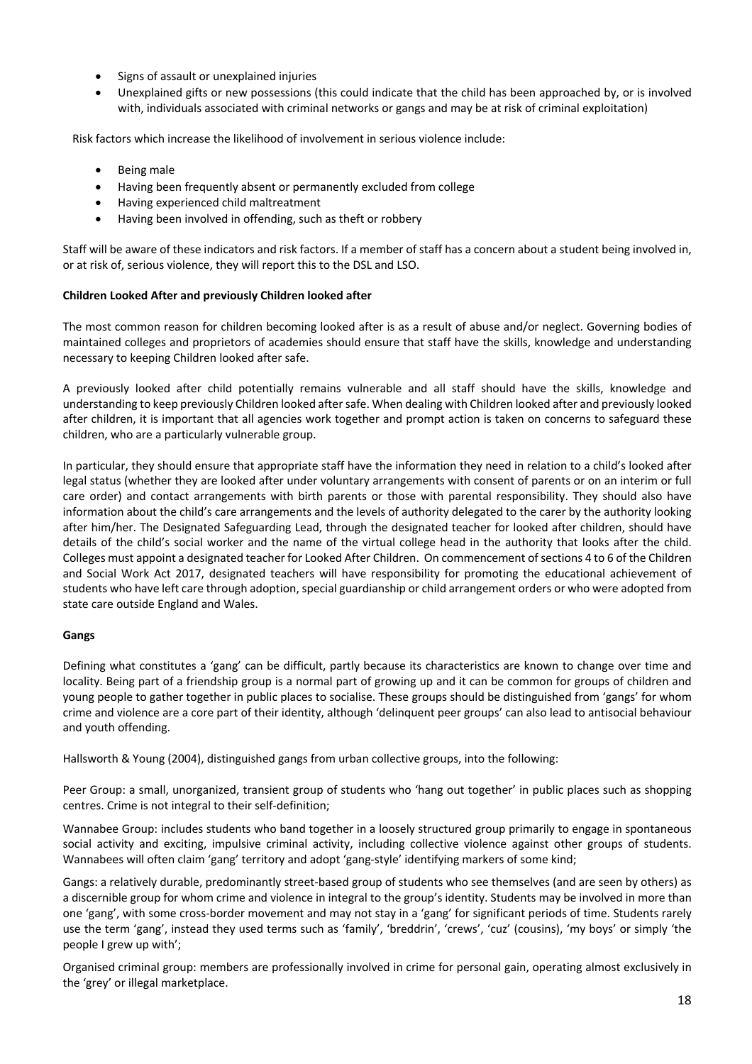- Signs of assault or unexplained injuries
- Unexplained gifts or new possessions (this could indicate that the child has been approached by, or is involved with, individuals associated with criminal networks or gangs and may be at risk of criminal exploitation)

Risk factors which increase the likelihood of involvement in serious violence include:

- Being male
- Having been frequently absent or permanently excluded from college
- Having experienced child maltreatment
- Having been involved in offending, such as theft or robbery

Staff will be aware of these indicators and risk factors. If a member of staff has a concern about a student being involved in, or at risk of, serious violence, they will report this to the DSL and LSO.

**Children Looked After and previously Children looked after**

The most common reason for children becoming looked after is as a result of abuse and/or neglect. Governing bodies of maintained colleges and proprietors of academies should ensure that staff have the skills, knowledge and understanding necessary to keeping Children looked after safe.

A previously looked after child potentially remains vulnerable and all staff should have the skills, knowledge and understanding to keep previously Children looked after safe. When dealing with Children looked after and previously looked after children, it is important that all agencies work together and prompt action is taken on concerns to safeguard these children, who are a particularly vulnerable group.

In particular, they should ensure that appropriate staff have the information they need in relation to a child's looked after legal status (whether they are looked after under voluntary arrangements with consent of parents or on an interim or full care order) and contact arrangements with birth parents or those with parental responsibility. They should also have information about the child's care arrangements and the levels of authority delegated to the carer by the authority looking after him/her. The Designated Safeguarding Lead, through the designated teacher for looked after children, should have details of the child's social worker and the name of the virtual college head in the authority that looks after the child. Colleges must appoint a designated teacher for Looked After Children. On commencement of sections 4 to 6 of the Children and Social Work Act 2017, designated teachers will have responsibility for promoting the educational achievement of students who have left care through adoption, special guardianship or child arrangement orders or who were adopted from state care outside England and Wales.

**Gangs**

Defining what constitutes a 'gang' can be difficult, partly because its characteristics are known to change over time and locality. Being part of a friendship group is a normal part of growing up and it can be common for groups of children and young people to gather together in public places to socialise. These groups should be distinguished from 'gangs' for whom crime and violence are a core part of their identity, although 'delinquent peer groups' can also lead to antisocial behaviour and youth offending.

Hallsworth & Young (2004), distinguished gangs from urban collective groups, into the following:

Peer Group: a small, unorganized, transient group of students who 'hang out together' in public places such as shopping centres. Crime is not integral to their self-definition;

Wannabee Group: includes students who band together in a loosely structured group primarily to engage in spontaneous social activity and exciting, impulsive criminal activity, including collective violence against other groups of students. Wannabees will often claim 'gang' territory and adopt 'gang-style' identifying markers of some kind;

Gangs: a relatively durable, predominantly street-based group of students who see themselves (and are seen by others) as a discernible group for whom crime and violence in integral to the group's identity. Students may be involved in more than one 'gang', with some cross-border movement and may not stay in a 'gang' for significant periods of time. Students rarely use the term 'gang', instead they used terms such as 'family', 'breddrin', 'crews', 'cuz' (cousins), 'my boys' or simply 'the people I grew up with';

Organised criminal group: members are professionally involved in crime for personal gain, operating almost exclusively in the 'grey' or illegal marketplace.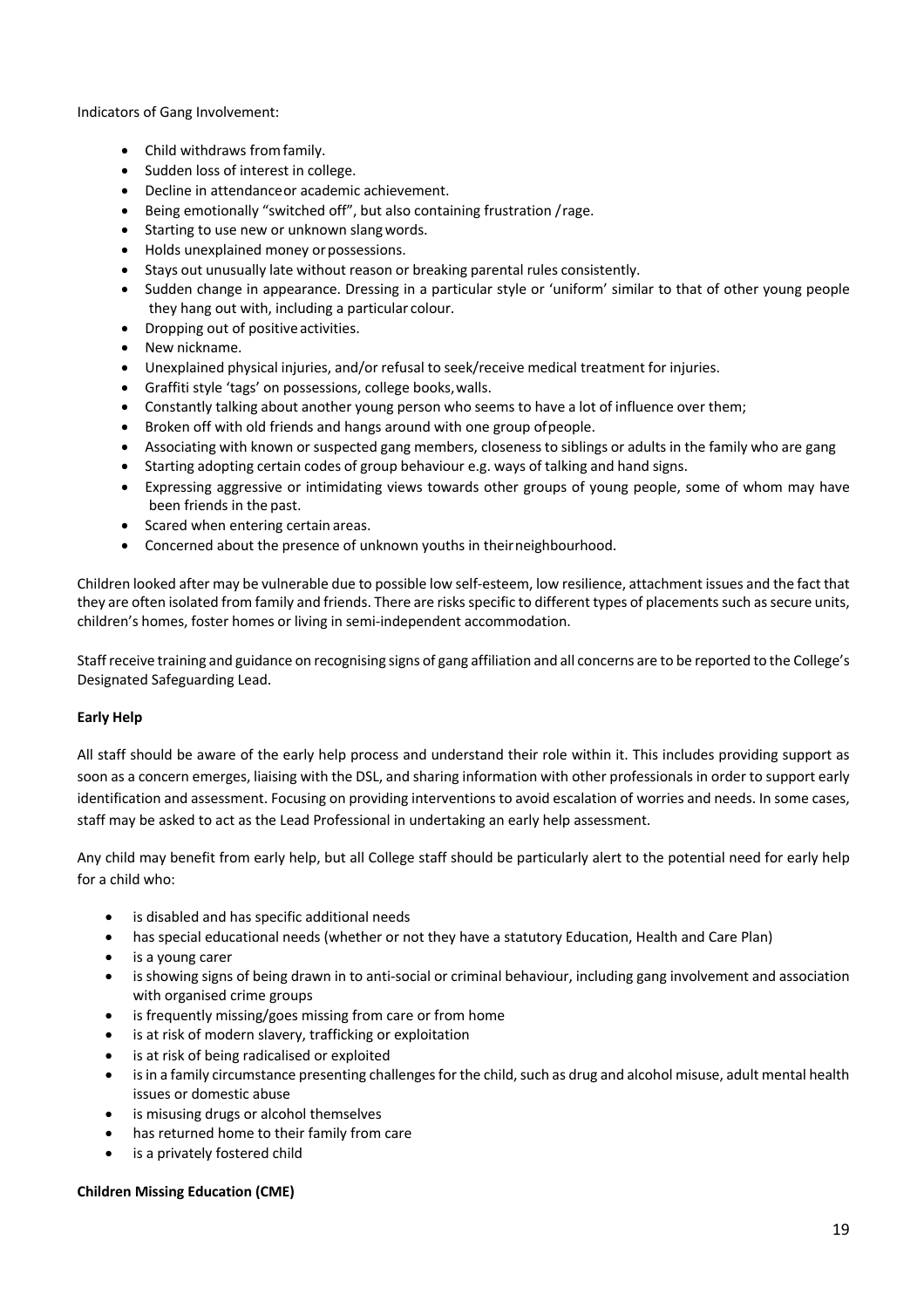Indicators of Gang Involvement:

- Child withdraws from family.
- Sudden loss of interest in college.
- Decline in attendance or academic achievement.
- Being emotionally "switched off", but also containing frustration / rage.
- Starting to use new or unknown slang words.
- Holds unexplained money or possessions.
- Stays out unusually late without reason or breaking parental rules consistently.
- Sudden change in appearance. Dressing in a particular style or 'uniform' similar to that of other young people they hang out with, including a particular colour.
- Dropping out of positive activities.
- New nickname.
- Unexplained physical injuries, and/or refusal to seek/receive medical treatment for injuries.
- Graffiti style 'tags' on possessions, college books, walls.
- Constantly talking about another young person who seems to have a lot of influence over them;
- Broken off with old friends and hangs around with one group of people.
- Associating with known or suspected gang members, closeness to siblings or adults in the family who are gang
- Starting adopting certain codes of group behaviour e.g. ways of talking and hand signs.
- Expressing aggressive or intimidating views towards other groups of young people, some of whom may have been friends in the past.
- Scared when entering certain areas.
- Concerned about the presence of unknown youths in their neighbourhood.

Children looked after may be vulnerable due to possible low self-esteem, low resilience, attachment issues and the fact that they are often isolated from family and friends. There are risks specific to different types of placements such as secure units, children's homes, foster homes or living in semi-independent accommodation.

Staff receive training and guidance on recognising signs of gang affiliation and all concerns are to be reported to the College's Designated Safeguarding Lead.

**Early Help**

All staff should be aware of the early help process and understand their role within it. This includes providing support as soon as a concern emerges, liaising with the DSL, and sharing information with other professionals in order to support early identification and assessment. Focusing on providing interventions to avoid escalation of worries and needs. In some cases, staff may be asked to act as the Lead Professional in undertaking an early help assessment.

Any child may benefit from early help, but all College staff should be particularly alert to the potential need for early help for a child who:

- is disabled and has specific additional needs
- has special educational needs (whether or not they have a statutory Education, Health and Care Plan)
- is a young carer
- is showing signs of being drawn in to anti-social or criminal behaviour, including gang involvement and association with organised crime groups
- is frequently missing/goes missing from care or from home
- is at risk of modern slavery, trafficking or exploitation
- is at risk of being radicalised or exploited
- is in a family circumstance presenting challenges for the child, such as drug and alcohol misuse, adult mental health issues or domestic abuse
- is misusing drugs or alcohol themselves
- has returned home to their family from care
- is a privately fostered child

**Children Missing Education (CME)**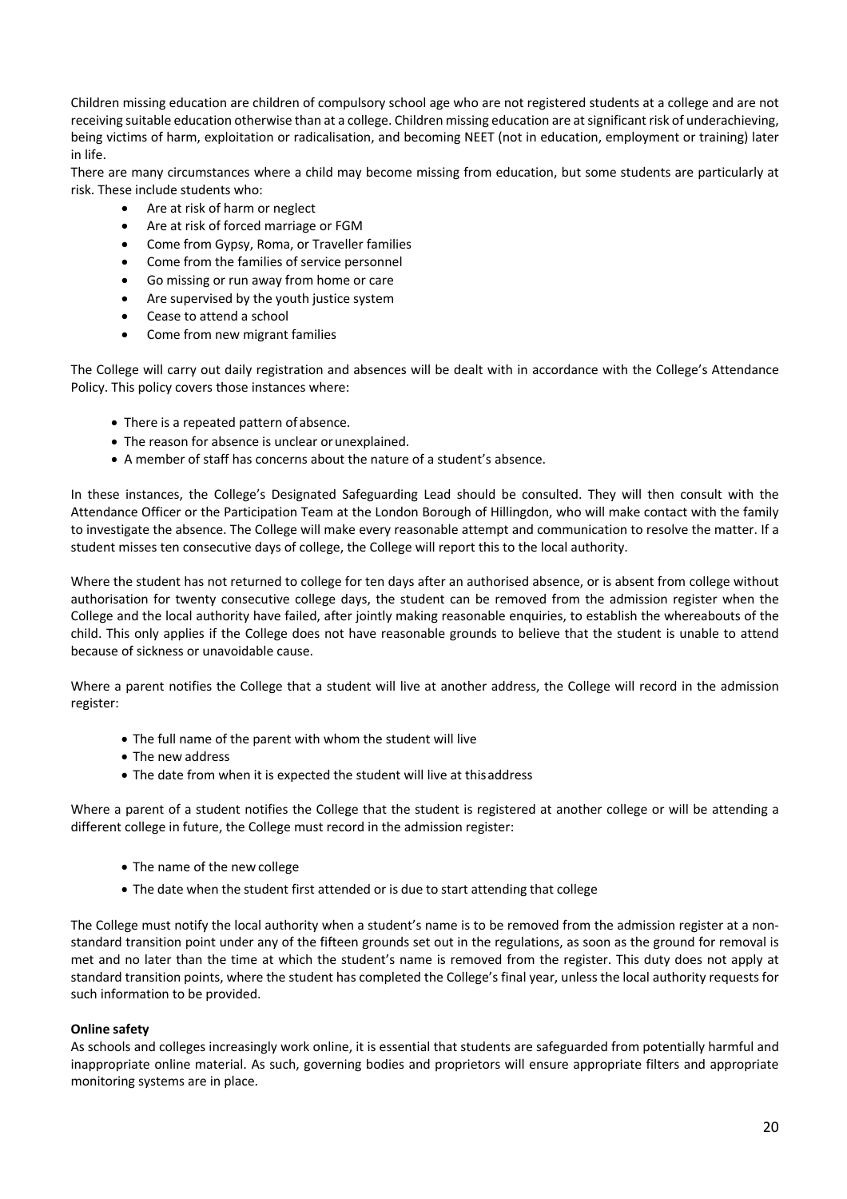Children missing education are children of compulsory school age who are not registered students at a college and are not receiving suitable education otherwise than at a college. Children missing education are at significant risk of underachieving, being victims of harm, exploitation or radicalisation, and becoming NEET (not in education, employment or training) later in life.

There are many circumstances where a child may become missing from education, but some students are particularly at risk. These include students who:

- Are at risk of harm or neglect
- Are at risk of forced marriage or FGM
- Come from Gypsy, Roma, or Traveller families
- Come from the families of service personnel
- Go missing or run away from home or care
- Are supervised by the youth justice system
- Cease to attend a school
- Come from new migrant families

The College will carry out daily registration and absences will be dealt with in accordance with the College's Attendance Policy. This policy covers those instances where:

- There is a repeated pattern of absence.
- The reason for absence is unclear or unexplained.
- A member of staff has concerns about the nature of a student's absence.

In these instances, the College's Designated Safeguarding Lead should be consulted. They will then consult with the Attendance Officer or the Participation Team at the London Borough of Hillingdon, who will make contact with the family to investigate the absence. The College will make every reasonable attempt and communication to resolve the matter. If a student misses ten consecutive days of college, the College will report this to the local authority.

Where the student has not returned to college for ten days after an authorised absence, or is absent from college without authorisation for twenty consecutive college days, the student can be removed from the admission register when the College and the local authority have failed, after jointly making reasonable enquiries, to establish the whereabouts of the child. This only applies if the College does not have reasonable grounds to believe that the student is unable to attend because of sickness or unavoidable cause.

Where a parent notifies the College that a student will live at another address, the College will record in the admission register:

- The full name of the parent with whom the student will live
- The new address
- The date from when it is expected the student will live at this address

Where a parent of a student notifies the College that the student is registered at another college or will be attending a different college in future, the College must record in the admission register:

- The name of the new college
- The date when the student first attended or is due to start attending that college

The College must notify the local authority when a student's name is to be removed from the admission register at a non-standard transition point under any of the fifteen grounds set out in the regulations, as soon as the ground for removal is met and no later than the time at which the student's name is removed from the register. This duty does not apply at standard transition points, where the student has completed the College's final year, unless the local authority requests for such information to be provided.

**Online safety**

As schools and colleges increasingly work online, it is essential that students are safeguarded from potentially harmful and inappropriate online material. As such, governing bodies and proprietors will ensure appropriate filters and appropriate monitoring systems are in place.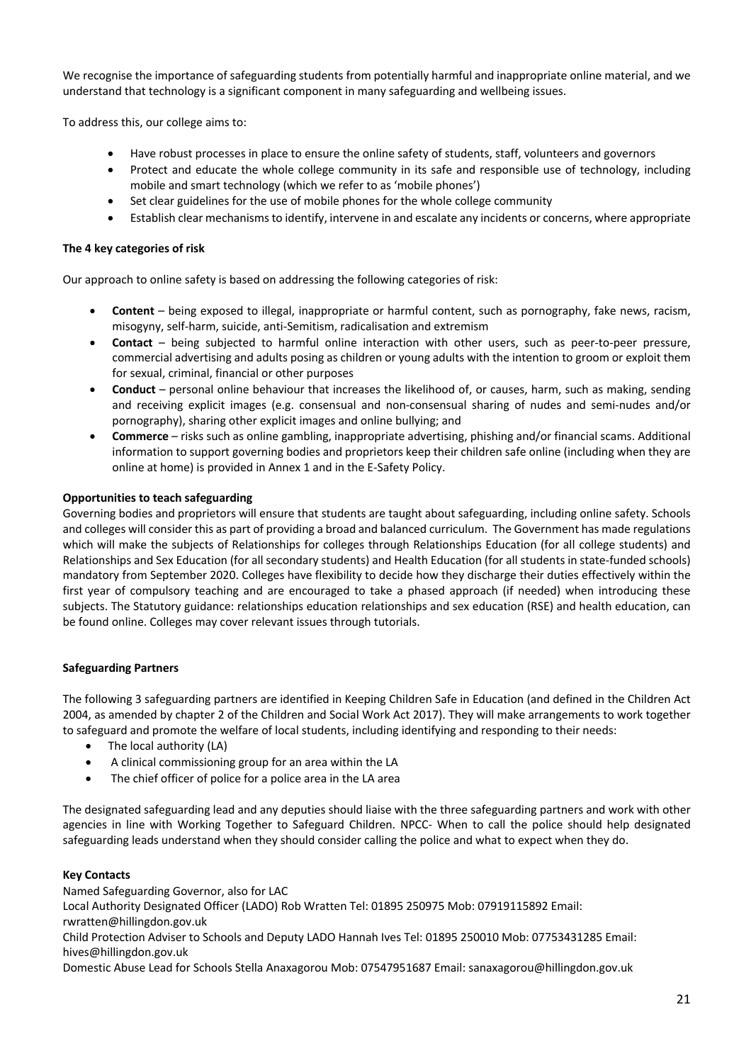We recognise the importance of safeguarding students from potentially harmful and inappropriate online material, and we understand that technology is a significant component in many safeguarding and wellbeing issues.

To address this, our college aims to:

- Have robust processes in place to ensure the online safety of students, staff, volunteers and governors
- Protect and educate the whole college community in its safe and responsible use of technology, including mobile and smart technology (which we refer to as 'mobile phones')
- Set clear guidelines for the use of mobile phones for the whole college community
- Establish clear mechanisms to identify, intervene in and escalate any incidents or concerns, where appropriate

**The 4 key categories of risk**

Our approach to online safety is based on addressing the following categories of risk:

- **Content** – being exposed to illegal, inappropriate or harmful content, such as pornography, fake news, racism, misogyny, self-harm, suicide, anti-Semitism, radicalisation and extremism
- **Contact** – being subjected to harmful online interaction with other users, such as peer-to-peer pressure, commercial advertising and adults posing as children or young adults with the intention to groom or exploit them for sexual, criminal, financial or other purposes
- **Conduct** – personal online behaviour that increases the likelihood of, or causes, harm, such as making, sending and receiving explicit images (e.g. consensual and non-consensual sharing of nudes and semi-nudes and/or pornography), sharing other explicit images and online bullying; and
- **Commerce** – risks such as online gambling, inappropriate advertising, phishing and/or financial scams. Additional information to support governing bodies and proprietors keep their children safe online (including when they are online at home) is provided in Annex 1 and in the E-Safety Policy.

**Opportunities to teach safeguarding**

Governing bodies and proprietors will ensure that students are taught about safeguarding, including online safety. Schools and colleges will consider this as part of providing a broad and balanced curriculum. The Government has made regulations which will make the subjects of Relationships for colleges through Relationships Education (for all college students) and Relationships and Sex Education (for all secondary students) and Health Education (for all students in state-funded schools) mandatory from September 2020. Colleges have flexibility to decide how they discharge their duties effectively within the first year of compulsory teaching and are encouraged to take a phased approach (if needed) when introducing these subjects. The Statutory guidance: relationships education relationships and sex education (RSE) and health education, can be found online. Colleges may cover relevant issues through tutorials.

**Safeguarding Partners**

The following 3 safeguarding partners are identified in Keeping Children Safe in Education (and defined in the Children Act 2004, as amended by chapter 2 of the Children and Social Work Act 2017). They will make arrangements to work together to safeguard and promote the welfare of local students, including identifying and responding to their needs:

- The local authority (LA)
- A clinical commissioning group for an area within the LA
- The chief officer of police for a police area in the LA area

The designated safeguarding lead and any deputies should liaise with the three safeguarding partners and work with other agencies in line with Working Together to Safeguard Children. NPCC- When to call the police should help designated safeguarding leads understand when they should consider calling the police and what to expect when they do.

**Key Contacts**

Named Safeguarding Governor, also for LAC

Local Authority Designated Officer (LADO) Rob Wratten Tel: 01895 250975 Mob: 07919115892 Email: rwratten@hillingdon.gov.uk

Child Protection Adviser to Schools and Deputy LADO Hannah Ives Tel: 01895 250010 Mob: 07753431285 Email: hives@hillingdon.gov.uk

Domestic Abuse Lead for Schools Stella Anaxagorou Mob: 07547951687 Email: sanaxagorou@hillingdon.gov.uk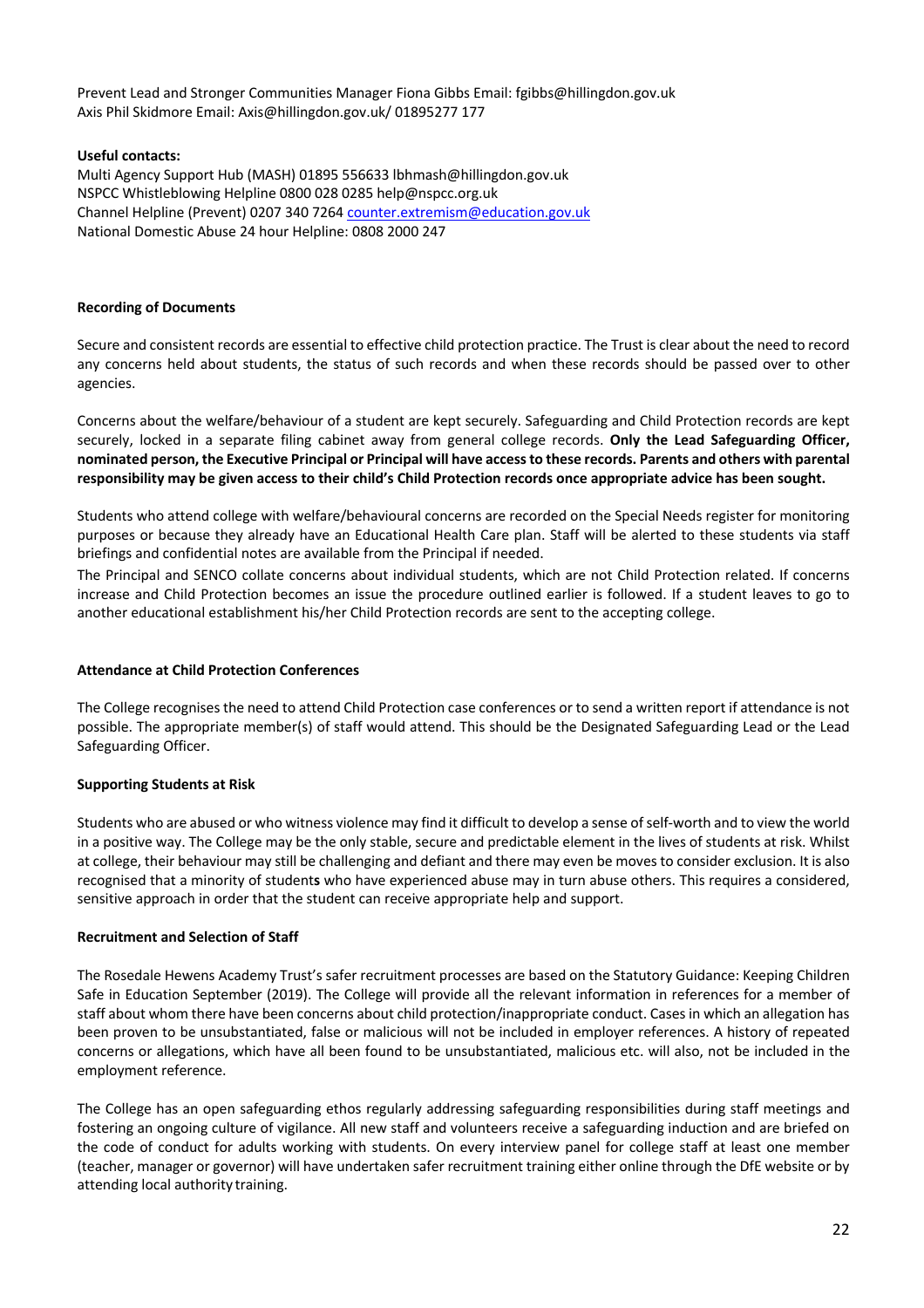Prevent Lead and Stronger Communities Manager Fiona Gibbs Email: fgibbs@hillingdon.gov.uk
Axis Phil Skidmore Email: Axis@hillingdon.gov.uk/ 01895277 177

**Useful contacts:**
Multi Agency Support Hub (MASH) 01895 556633 lbhmash@hillingdon.gov.uk
NSPCC Whistleblowing Helpline 0800 028 0285 help@nspcc.org.uk
Channel Helpline (Prevent) 0207 340 7264 counter.extremism@education.gov.uk
National Domestic Abuse 24 hour Helpline: 0808 2000 247

**Recording of Documents**

Secure and consistent records are essential to effective child protection practice. The Trust is clear about the need to record any concerns held about students, the status of such records and when these records should be passed over to other agencies.

Concerns about the welfare/behaviour of a student are kept securely. Safeguarding and Child Protection records are kept securely, locked in a separate filing cabinet away from general college records. **Only the Lead Safeguarding Officer, nominated person, the Executive Principal or Principal will have access to these records. Parents and others with parental responsibility may be given access to their child's Child Protection records once appropriate advice has been sought.**

Students who attend college with welfare/behavioural concerns are recorded on the Special Needs register for monitoring purposes or because they already have an Educational Health Care plan. Staff will be alerted to these students via staff briefings and confidential notes are available from the Principal if needed.

The Principal and SENCO collate concerns about individual students, which are not Child Protection related. If concerns increase and Child Protection becomes an issue the procedure outlined earlier is followed. If a student leaves to go to another educational establishment his/her Child Protection records are sent to the accepting college.

**Attendance at Child Protection Conferences**

The College recognises the need to attend Child Protection case conferences or to send a written report if attendance is not possible. The appropriate member(s) of staff would attend. This should be the Designated Safeguarding Lead or the Lead Safeguarding Officer.

**Supporting Students at Risk**

Students who are abused or who witness violence may find it difficult to develop a sense of self-worth and to view the world in a positive way. The College may be the only stable, secure and predictable element in the lives of students at risk. Whilst at college, their behaviour may still be challenging and defiant and there may even be moves to consider exclusion. It is also recognised that a minority of student**s** who have experienced abuse may in turn abuse others. This requires a considered, sensitive approach in order that the student can receive appropriate help and support.

**Recruitment and Selection of Staff**

The Rosedale Hewens Academy Trust's safer recruitment processes are based on the Statutory Guidance: Keeping Children Safe in Education September (2019). The College will provide all the relevant information in references for a member of staff about whom there have been concerns about child protection/inappropriate conduct. Cases in which an allegation has been proven to be unsubstantiated, false or malicious will not be included in employer references. A history of repeated concerns or allegations, which have all been found to be unsubstantiated, malicious etc. will also, not be included in the employment reference.

The College has an open safeguarding ethos regularly addressing safeguarding responsibilities during staff meetings and fostering an ongoing culture of vigilance. All new staff and volunteers receive a safeguarding induction and are briefed on the code of conduct for adults working with students. On every interview panel for college staff at least one member (teacher, manager or governor) will have undertaken safer recruitment training either online through the DfE website or by attending local authority training.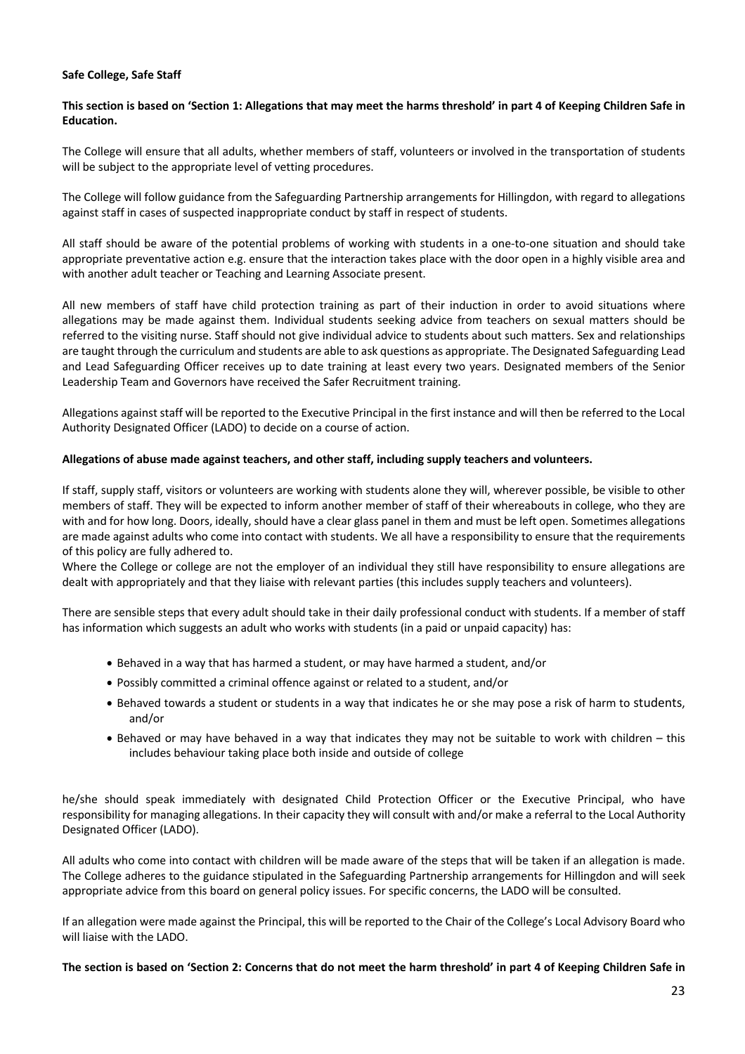**Safe College, Safe Staff**

**This section is based on 'Section 1: Allegations that may meet the harms threshold' in part 4 of Keeping Children Safe in Education.**

The College will ensure that all adults, whether members of staff, volunteers or involved in the transportation of students will be subject to the appropriate level of vetting procedures.

The College will follow guidance from the Safeguarding Partnership arrangements for Hillingdon, with regard to allegations against staff in cases of suspected inappropriate conduct by staff in respect of students.

All staff should be aware of the potential problems of working with students in a one-to-one situation and should take appropriate preventative action e.g. ensure that the interaction takes place with the door open in a highly visible area and with another adult teacher or Teaching and Learning Associate present.

All new members of staff have child protection training as part of their induction in order to avoid situations where allegations may be made against them. Individual students seeking advice from teachers on sexual matters should be referred to the visiting nurse. Staff should not give individual advice to students about such matters. Sex and relationships are taught through the curriculum and students are able to ask questions as appropriate. The Designated Safeguarding Lead and Lead Safeguarding Officer receives up to date training at least every two years. Designated members of the Senior Leadership Team and Governors have received the Safer Recruitment training.

Allegations against staff will be reported to the Executive Principal in the first instance and will then be referred to the Local Authority Designated Officer (LADO) to decide on a course of action.

**Allegations of abuse made against teachers, and other staff, including supply teachers and volunteers.**

If staff, supply staff, visitors or volunteers are working with students alone they will, wherever possible, be visible to other members of staff. They will be expected to inform another member of staff of their whereabouts in college, who they are with and for how long. Doors, ideally, should have a clear glass panel in them and must be left open. Sometimes allegations are made against adults who come into contact with students. We all have a responsibility to ensure that the requirements of this policy are fully adhered to.
Where the College or college are not the employer of an individual they still have responsibility to ensure allegations are dealt with appropriately and that they liaise with relevant parties (this includes supply teachers and volunteers).

There are sensible steps that every adult should take in their daily professional conduct with students. If a member of staff has information which suggests an adult who works with students (in a paid or unpaid capacity) has:

- Behaved in a way that has harmed a student, or may have harmed a student, and/or
- Possibly committed a criminal offence against or related to a student, and/or
- Behaved towards a student or students in a way that indicates he or she may pose a risk of harm to students, and/or
- Behaved or may have behaved in a way that indicates they may not be suitable to work with children – this includes behaviour taking place both inside and outside of college

he/she should speak immediately with designated Child Protection Officer or the Executive Principal, who have responsibility for managing allegations. In their capacity they will consult with and/or make a referral to the Local Authority Designated Officer (LADO).

All adults who come into contact with children will be made aware of the steps that will be taken if an allegation is made. The College adheres to the guidance stipulated in the Safeguarding Partnership arrangements for Hillingdon and will seek appropriate advice from this board on general policy issues. For specific concerns, the LADO will be consulted.

If an allegation were made against the Principal, this will be reported to the Chair of the College's Local Advisory Board who will liaise with the LADO.

**The section is based on 'Section 2: Concerns that do not meet the harm threshold' in part 4 of Keeping Children Safe in**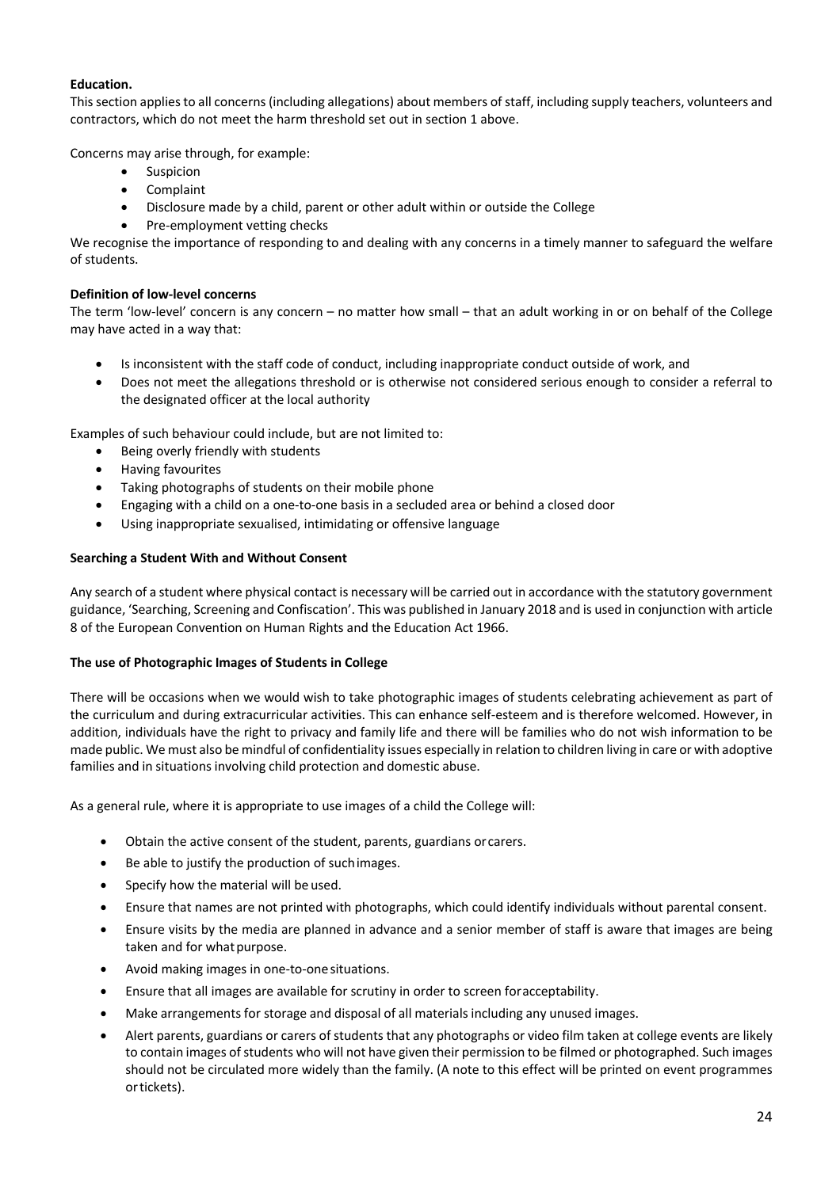**Education.**

This section applies to all concerns (including allegations) about members of staff, including supply teachers, volunteers and contractors, which do not meet the harm threshold set out in section 1 above.

Concerns may arise through, for example:

- Suspicion
- Complaint
- Disclosure made by a child, parent or other adult within or outside the College
- Pre-employment vetting checks

We recognise the importance of responding to and dealing with any concerns in a timely manner to safeguard the welfare of students.

**Definition of low-level concerns**

The term 'low-level' concern is any concern – no matter how small – that an adult working in or on behalf of the College may have acted in a way that:

- Is inconsistent with the staff code of conduct, including inappropriate conduct outside of work, and
- Does not meet the allegations threshold or is otherwise not considered serious enough to consider a referral to the designated officer at the local authority

Examples of such behaviour could include, but are not limited to:

- Being overly friendly with students
- Having favourites
- Taking photographs of students on their mobile phone
- Engaging with a child on a one-to-one basis in a secluded area or behind a closed door
- Using inappropriate sexualised, intimidating or offensive language

**Searching a Student With and Without Consent**

Any search of a student where physical contact is necessary will be carried out in accordance with the statutory government guidance, 'Searching, Screening and Confiscation'. This was published in January 2018 and is used in conjunction with article 8 of the European Convention on Human Rights and the Education Act 1966.

**The use of Photographic Images of Students in College**

There will be occasions when we would wish to take photographic images of students celebrating achievement as part of the curriculum and during extracurricular activities. This can enhance self-esteem and is therefore welcomed. However, in addition, individuals have the right to privacy and family life and there will be families who do not wish information to be made public. We must also be mindful of confidentiality issues especially in relation to children living in care or with adoptive families and in situations involving child protection and domestic abuse.

As a general rule, where it is appropriate to use images of a child the College will:

- Obtain the active consent of the student, parents, guardians or carers.
- Be able to justify the production of such images.
- Specify how the material will be used.
- Ensure that names are not printed with photographs, which could identify individuals without parental consent.
- Ensure visits by the media are planned in advance and a senior member of staff is aware that images are being taken and for what purpose.
- Avoid making images in one-to-one situations.
- Ensure that all images are available for scrutiny in order to screen for acceptability.
- Make arrangements for storage and disposal of all materials including any unused images.
- Alert parents, guardians or carers of students that any photographs or video film taken at college events are likely to contain images of students who will not have given their permission to be filmed or photographed. Such images should not be circulated more widely than the family. (A note to this effect will be printed on event programmes or tickets).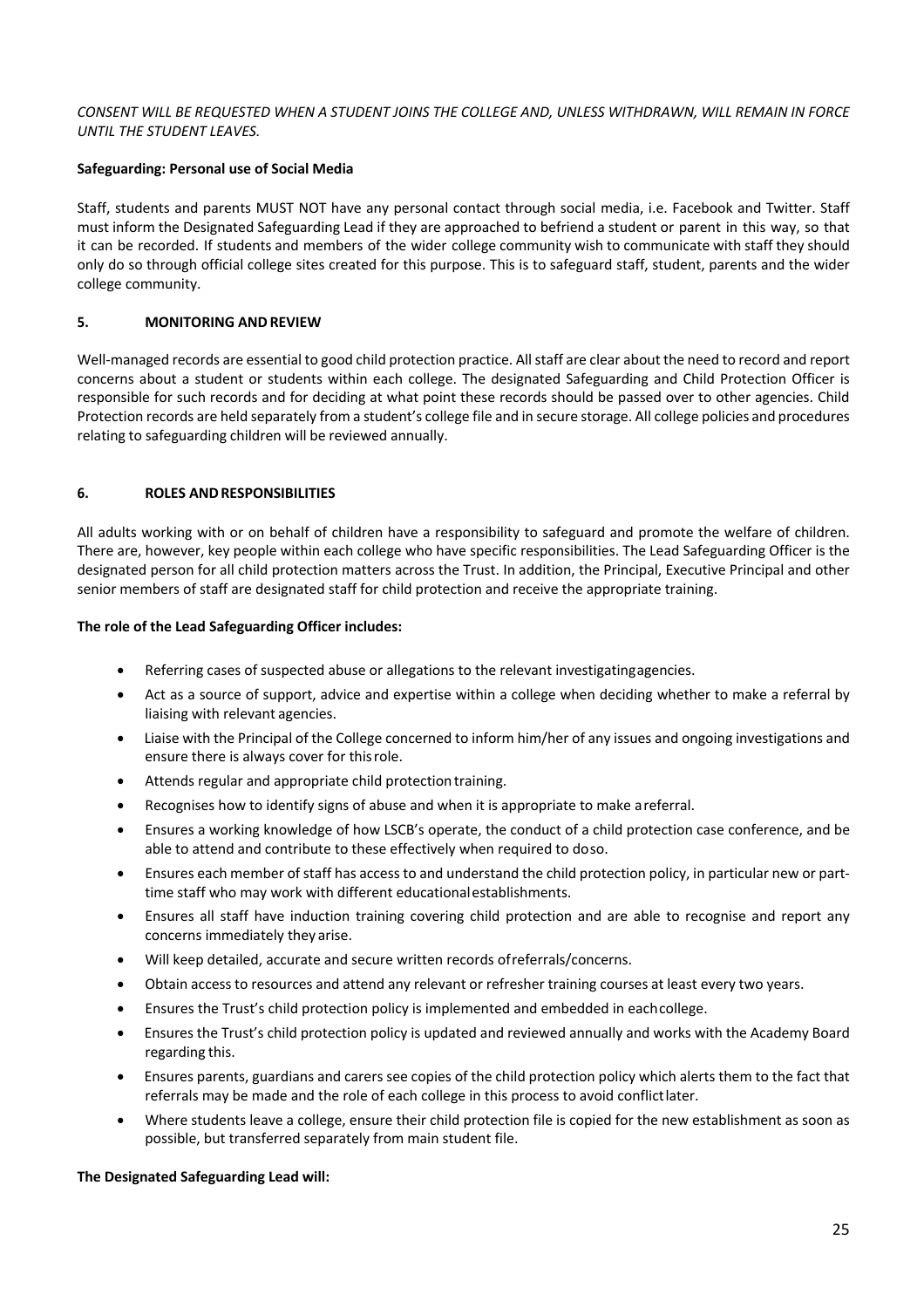*CONSENT WILL BE REQUESTED WHEN A STUDENT JOINS THE COLLEGE AND, UNLESS WITHDRAWN, WILL REMAIN IN FORCE UNTIL THE STUDENT LEAVES.*

**Safeguarding: Personal use of Social Media**

Staff, students and parents MUST NOT have any personal contact through social media, i.e. Facebook and Twitter. Staff must inform the Designated Safeguarding Lead if they are approached to befriend a student or parent in this way, so that it can be recorded. If students and members of the wider college community wish to communicate with staff they should only do so through official college sites created for this purpose. This is to safeguard staff, student, parents and the wider college community.

## 5. MONITORING AND REVIEW

Well-managed records are essential to good child protection practice. All staff are clear about the need to record and report concerns about a student or students within each college. The designated Safeguarding and Child Protection Officer is responsible for such records and for deciding at what point these records should be passed over to other agencies. Child Protection records are held separately from a student's college file and in secure storage. All college policies and procedures relating to safeguarding children will be reviewed annually.

## 6. ROLES AND RESPONSIBILITIES

All adults working with or on behalf of children have a responsibility to safeguard and promote the welfare of children. There are, however, key people within each college who have specific responsibilities. The Lead Safeguarding Officer is the designated person for all child protection matters across the Trust. In addition, the Principal, Executive Principal and other senior members of staff are designated staff for child protection and receive the appropriate training.

**The role of the Lead Safeguarding Officer includes:**

- Referring cases of suspected abuse or allegations to the relevant investigating agencies.
- Act as a source of support, advice and expertise within a college when deciding whether to make a referral by liaising with relevant agencies.
- Liaise with the Principal of the College concerned to inform him/her of any issues and ongoing investigations and ensure there is always cover for this role.
- Attends regular and appropriate child protection training.
- Recognises how to identify signs of abuse and when it is appropriate to make a referral.
- Ensures a working knowledge of how LSCB's operate, the conduct of a child protection case conference, and be able to attend and contribute to these effectively when required to do so.
- Ensures each member of staff has access to and understand the child protection policy, in particular new or part-time staff who may work with different educational establishments.
- Ensures all staff have induction training covering child protection and are able to recognise and report any concerns immediately they arise.
- Will keep detailed, accurate and secure written records of referrals/concerns.
- Obtain access to resources and attend any relevant or refresher training courses at least every two years.
- Ensures the Trust's child protection policy is implemented and embedded in each college.
- Ensures the Trust's child protection policy is updated and reviewed annually and works with the Academy Board regarding this.
- Ensures parents, guardians and carers see copies of the child protection policy which alerts them to the fact that referrals may be made and the role of each college in this process to avoid conflict later.
- Where students leave a college, ensure their child protection file is copied for the new establishment as soon as possible, but transferred separately from main student file.

**The Designated Safeguarding Lead will:**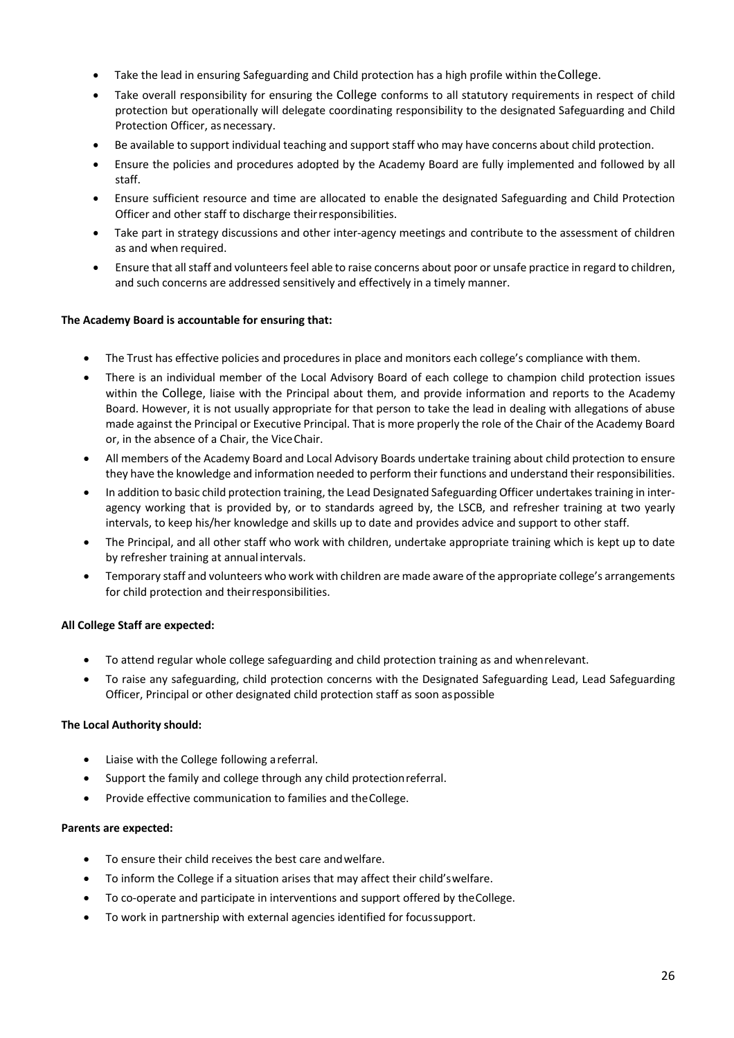- Take the lead in ensuring Safeguarding and Child protection has a high profile within the College.
- Take overall responsibility for ensuring the College conforms to all statutory requirements in respect of child protection but operationally will delegate coordinating responsibility to the designated Safeguarding and Child Protection Officer, as necessary.
- Be available to support individual teaching and support staff who may have concerns about child protection.
- Ensure the policies and procedures adopted by the Academy Board are fully implemented and followed by all staff.
- Ensure sufficient resource and time are allocated to enable the designated Safeguarding and Child Protection Officer and other staff to discharge their responsibilities.
- Take part in strategy discussions and other inter-agency meetings and contribute to the assessment of children as and when required.
- Ensure that all staff and volunteers feel able to raise concerns about poor or unsafe practice in regard to children, and such concerns are addressed sensitively and effectively in a timely manner.

**The Academy Board is accountable for ensuring that:**

- The Trust has effective policies and procedures in place and monitors each college's compliance with them.
- There is an individual member of the Local Advisory Board of each college to champion child protection issues within the College, liaise with the Principal about them, and provide information and reports to the Academy Board. However, it is not usually appropriate for that person to take the lead in dealing with allegations of abuse made against the Principal or Executive Principal. That is more properly the role of the Chair of the Academy Board or, in the absence of a Chair, the Vice Chair.
- All members of the Academy Board and Local Advisory Boards undertake training about child protection to ensure they have the knowledge and information needed to perform their functions and understand their responsibilities.
- In addition to basic child protection training, the Lead Designated Safeguarding Officer undertakes training in inter-agency working that is provided by, or to standards agreed by, the LSCB, and refresher training at two yearly intervals, to keep his/her knowledge and skills up to date and provides advice and support to other staff.
- The Principal, and all other staff who work with children, undertake appropriate training which is kept up to date by refresher training at annual intervals.
- Temporary staff and volunteers who work with children are made aware of the appropriate college's arrangements for child protection and their responsibilities.

**All College Staff are expected:**

- To attend regular whole college safeguarding and child protection training as and when relevant.
- To raise any safeguarding, child protection concerns with the Designated Safeguarding Lead, Lead Safeguarding Officer, Principal or other designated child protection staff as soon as possible

**The Local Authority should:**

- Liaise with the College following a referral.
- Support the family and college through any child protection referral.
- Provide effective communication to families and the College.

**Parents are expected:**

- To ensure their child receives the best care and welfare.
- To inform the College if a situation arises that may affect their child's welfare.
- To co-operate and participate in interventions and support offered by the College.
- To work in partnership with external agencies identified for focus support.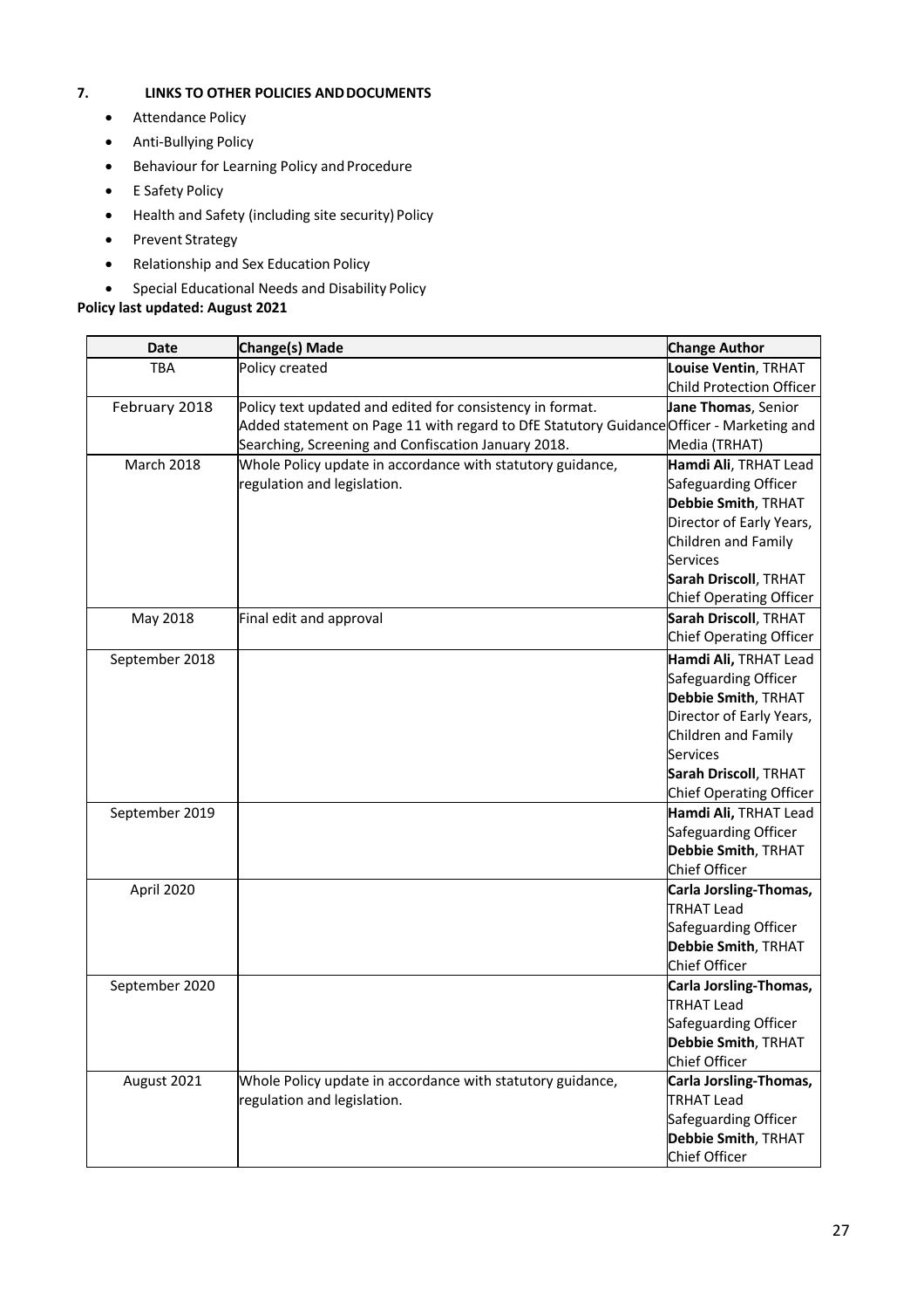## 7. LINKS TO OTHER POLICIES AND DOCUMENTS

- Attendance Policy
- Anti-Bullying Policy
- Behaviour for Learning Policy and Procedure
- E Safety Policy
- Health and Safety (including site security) Policy
- Prevent Strategy
- Relationship and Sex Education Policy
- Special Educational Needs and Disability Policy

**Policy last updated: August 2021**

| Date | Change(s) Made | Change Author |
|---|---|---|
| TBA | Policy created | **Louise Ventin**, TRHAT Child Protection Officer |
| February 2018 | Policy text updated and edited for consistency in format. Added statement on Page 11 with regard to DfE Statutory Guidance Searching, Screening and Confiscation January 2018. | **Jane Thomas**, Senior Officer - Marketing and Media (TRHAT) |
| March 2018 | Whole Policy update in accordance with statutory guidance, regulation and legislation. | **Hamdi Ali**, TRHAT Lead Safeguarding Officer **Debbie Smith**, TRHAT Director of Early Years, Children and Family Services **Sarah Driscoll**, TRHAT Chief Operating Officer |
| May 2018 | Final edit and approval | **Sarah Driscoll**, TRHAT Chief Operating Officer |
| September 2018 | | **Hamdi Ali,** TRHAT Lead Safeguarding Officer **Debbie Smith**, TRHAT Director of Early Years, Children and Family Services **Sarah Driscoll**, TRHAT Chief Operating Officer |
| September 2019 | | **Hamdi Ali,** TRHAT Lead Safeguarding Officer **Debbie Smith**, TRHAT Chief Officer |
| April 2020 | | **Carla Jorsling-Thomas,** TRHAT Lead Safeguarding Officer **Debbie Smith**, TRHAT Chief Officer |
| September 2020 | | **Carla Jorsling-Thomas,** TRHAT Lead Safeguarding Officer **Debbie Smith**, TRHAT Chief Officer |
| August 2021 | Whole Policy update in accordance with statutory guidance, regulation and legislation. | **Carla Jorsling-Thomas,** TRHAT Lead Safeguarding Officer **Debbie Smith**, TRHAT Chief Officer |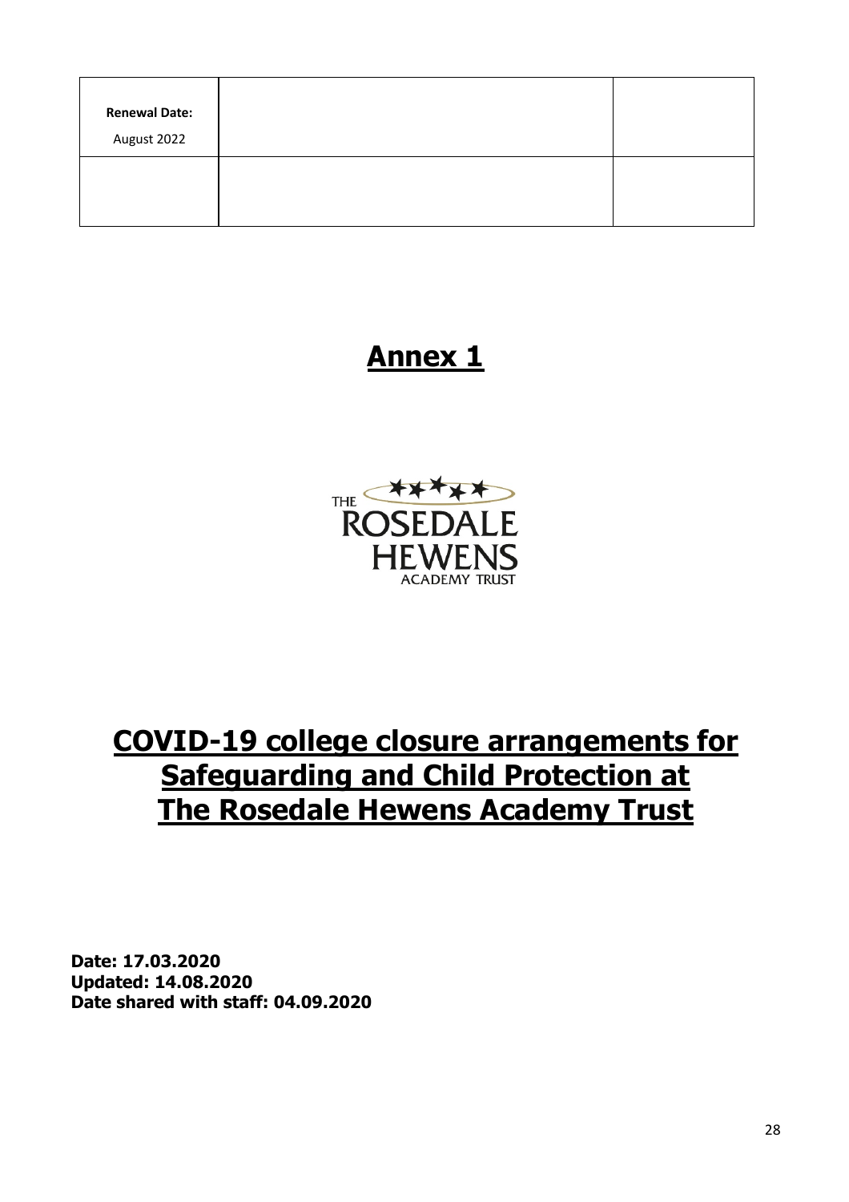| | | |
|---|---|---|
| **Renewal Date:** August 2022 | | |
| | | |

# Annex 1

THE ROSEDALE HEWENS ACADEMY TRUST

# COVID-19 college closure arrangements for Safeguarding and Child Protection at The Rosedale Hewens Academy Trust

**Date: 17.03.2020**
**Updated: 14.08.2020**
**Date shared with staff: 04.09.2020**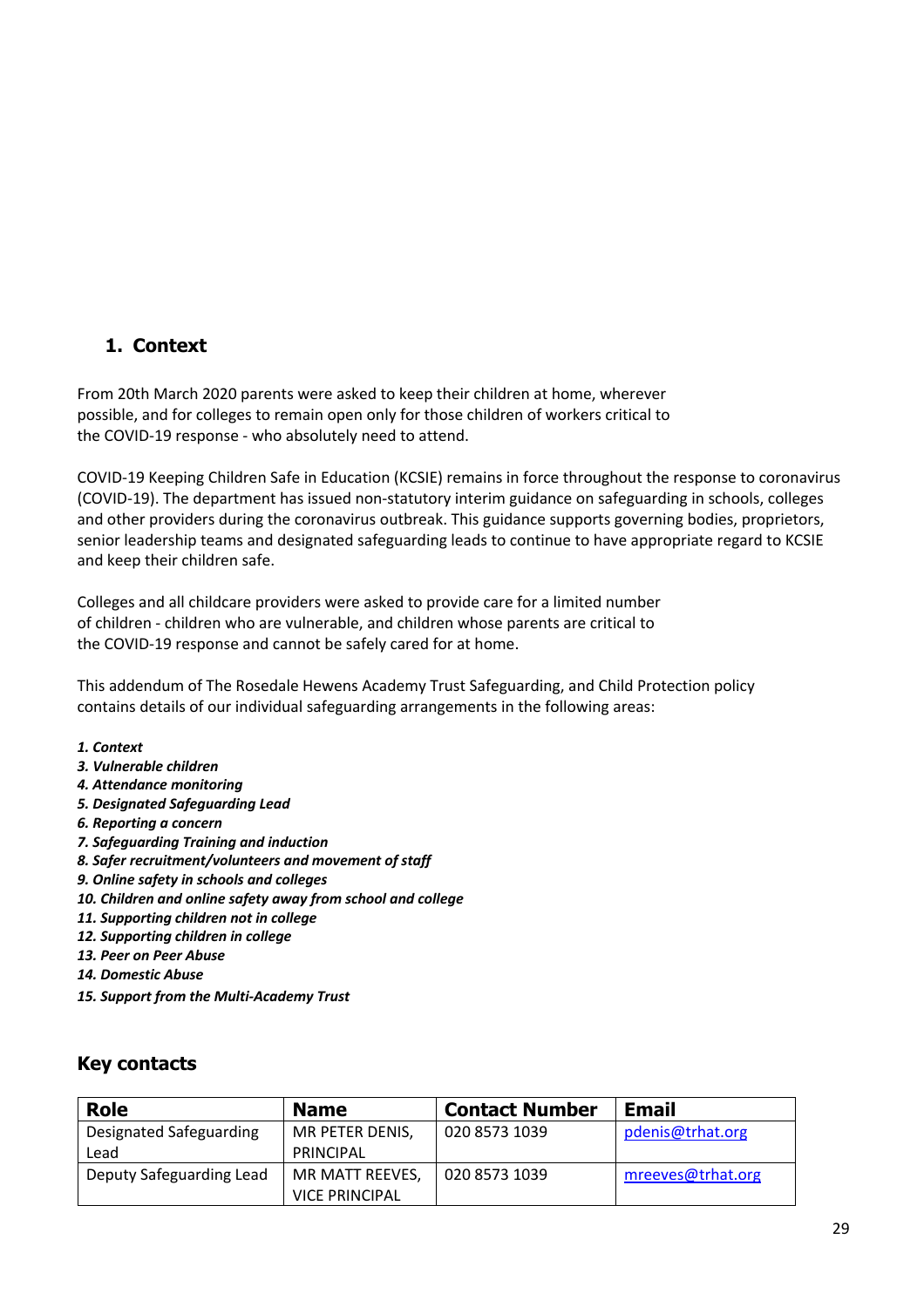## 1. Context

From 20th March 2020 parents were asked to keep their children at home, wherever possible, and for colleges to remain open only for those children of workers critical to the COVID-19 response - who absolutely need to attend.

COVID-19 Keeping Children Safe in Education (KCSIE) remains in force throughout the response to coronavirus (COVID-19). The department has issued non-statutory interim guidance on safeguarding in schools, colleges and other providers during the coronavirus outbreak. This guidance supports governing bodies, proprietors, senior leadership teams and designated safeguarding leads to continue to have appropriate regard to KCSIE and keep their children safe.

Colleges and all childcare providers were asked to provide care for a limited number of children - children who are vulnerable, and children whose parents are critical to the COVID-19 response and cannot be safely cared for at home.

This addendum of The Rosedale Hewens Academy Trust Safeguarding, and Child Protection policy contains details of our individual safeguarding arrangements in the following areas:

***1. Context***
***3. Vulnerable children***
***4. Attendance monitoring***
***5. Designated Safeguarding Lead***
***6. Reporting a concern***
***7. Safeguarding Training and induction***
***8. Safer recruitment/volunteers and movement of staff***
***9. Online safety in schools and colleges***
***10. Children and online safety away from school and college***
***11. Supporting children not in college***
***12. Supporting children in college***
***13. Peer on Peer Abuse***
***14. Domestic Abuse***
***15. Support from the Multi-Academy Trust***

### Key contacts

| Role | Name | Contact Number | Email |
|---|---|---|---|
| Designated Safeguarding Lead | MR PETER DENIS, PRINCIPAL | 020 8573 1039 | pdenis@trhat.org |
| Deputy Safeguarding Lead | MR MATT REEVES, VICE PRINCIPAL | 020 8573 1039 | mreeves@trhat.org |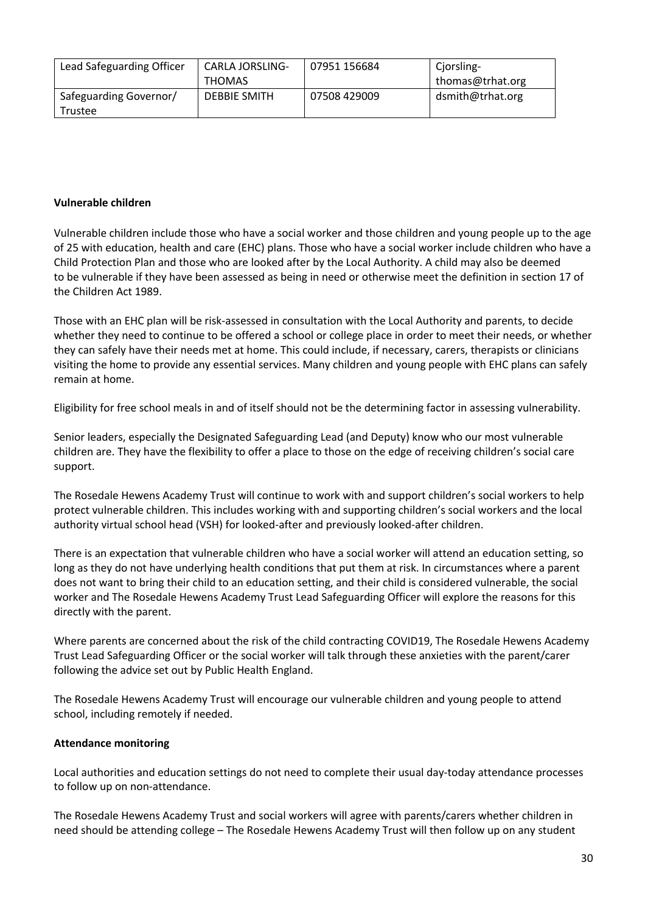| | | | |
|---|---|---|---|
| Lead Safeguarding Officer | CARLA JORSLING-THOMAS | 07951 156684 | Cjorsling-thomas@trhat.org |
| Safeguarding Governor/ Trustee | DEBBIE SMITH | 07508 429009 | dsmith@trhat.org |

**Vulnerable children**

Vulnerable children include those who have a social worker and those children and young people up to the age of 25 with education, health and care (EHC) plans. Those who have a social worker include children who have a Child Protection Plan and those who are looked after by the Local Authority. A child may also be deemed to be vulnerable if they have been assessed as being in need or otherwise meet the definition in section 17 of the Children Act 1989.

Those with an EHC plan will be risk-assessed in consultation with the Local Authority and parents, to decide whether they need to continue to be offered a school or college place in order to meet their needs, or whether they can safely have their needs met at home. This could include, if necessary, carers, therapists or clinicians visiting the home to provide any essential services. Many children and young people with EHC plans can safely remain at home.

Eligibility for free school meals in and of itself should not be the determining factor in assessing vulnerability.

Senior leaders, especially the Designated Safeguarding Lead (and Deputy) know who our most vulnerable children are. They have the flexibility to offer a place to those on the edge of receiving children's social care support.

The Rosedale Hewens Academy Trust will continue to work with and support children's social workers to help protect vulnerable children. This includes working with and supporting children's social workers and the local authority virtual school head (VSH) for looked-after and previously looked-after children.

There is an expectation that vulnerable children who have a social worker will attend an education setting, so long as they do not have underlying health conditions that put them at risk. In circumstances where a parent does not want to bring their child to an education setting, and their child is considered vulnerable, the social worker and The Rosedale Hewens Academy Trust Lead Safeguarding Officer will explore the reasons for this directly with the parent.

Where parents are concerned about the risk of the child contracting COVID19, The Rosedale Hewens Academy Trust Lead Safeguarding Officer or the social worker will talk through these anxieties with the parent/carer following the advice set out by Public Health England.

The Rosedale Hewens Academy Trust will encourage our vulnerable children and young people to attend school, including remotely if needed.

**Attendance monitoring**

Local authorities and education settings do not need to complete their usual day-today attendance processes to follow up on non-attendance.

The Rosedale Hewens Academy Trust and social workers will agree with parents/carers whether children in need should be attending college – The Rosedale Hewens Academy Trust will then follow up on any student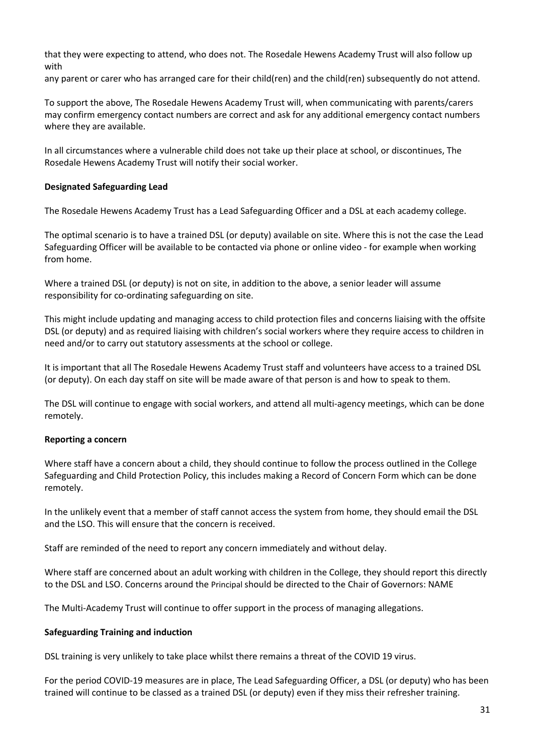that they were expecting to attend, who does not. The Rosedale Hewens Academy Trust will also follow up with
any parent or carer who has arranged care for their child(ren) and the child(ren) subsequently do not attend.

To support the above, The Rosedale Hewens Academy Trust will, when communicating with parents/carers may confirm emergency contact numbers are correct and ask for any additional emergency contact numbers where they are available.

In all circumstances where a vulnerable child does not take up their place at school, or discontinues, The Rosedale Hewens Academy Trust will notify their social worker.

**Designated Safeguarding Lead**

The Rosedale Hewens Academy Trust has a Lead Safeguarding Officer and a DSL at each academy college.

The optimal scenario is to have a trained DSL (or deputy) available on site. Where this is not the case the Lead Safeguarding Officer will be available to be contacted via phone or online video - for example when working from home.

Where a trained DSL (or deputy) is not on site, in addition to the above, a senior leader will assume responsibility for co-ordinating safeguarding on site.

This might include updating and managing access to child protection files and concerns liaising with the offsite DSL (or deputy) and as required liaising with children's social workers where they require access to children in need and/or to carry out statutory assessments at the school or college.

It is important that all The Rosedale Hewens Academy Trust staff and volunteers have access to a trained DSL (or deputy). On each day staff on site will be made aware of that person is and how to speak to them.

The DSL will continue to engage with social workers, and attend all multi-agency meetings, which can be done remotely.

**Reporting a concern**

Where staff have a concern about a child, they should continue to follow the process outlined in the College Safeguarding and Child Protection Policy, this includes making a Record of Concern Form which can be done remotely.

In the unlikely event that a member of staff cannot access the system from home, they should email the DSL and the LSO. This will ensure that the concern is received.

Staff are reminded of the need to report any concern immediately and without delay.

Where staff are concerned about an adult working with children in the College, they should report this directly to the DSL and LSO. Concerns around the Principal should be directed to the Chair of Governors: NAME

The Multi-Academy Trust will continue to offer support in the process of managing allegations.

**Safeguarding Training and induction**

DSL training is very unlikely to take place whilst there remains a threat of the COVID 19 virus.

For the period COVID-19 measures are in place, The Lead Safeguarding Officer, a DSL (or deputy) who has been trained will continue to be classed as a trained DSL (or deputy) even if they miss their refresher training.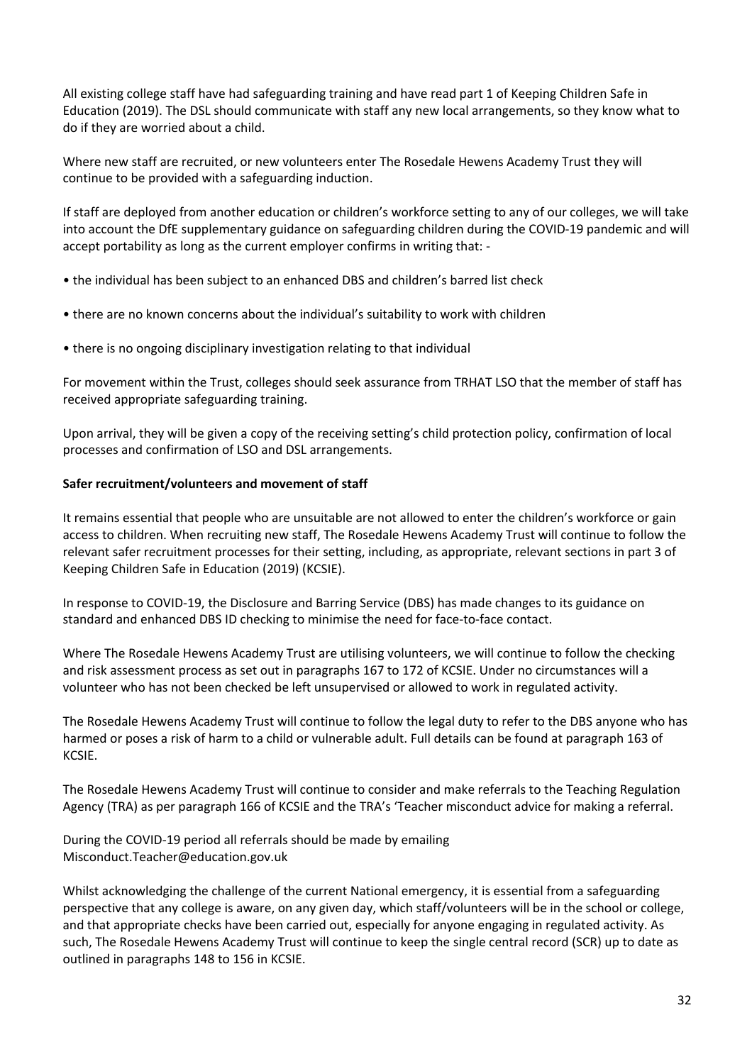All existing college staff have had safeguarding training and have read part 1 of Keeping Children Safe in Education (2019). The DSL should communicate with staff any new local arrangements, so they know what to do if they are worried about a child.

Where new staff are recruited, or new volunteers enter The Rosedale Hewens Academy Trust they will continue to be provided with a safeguarding induction.

If staff are deployed from another education or children's workforce setting to any of our colleges, we will take into account the DfE supplementary guidance on safeguarding children during the COVID-19 pandemic and will accept portability as long as the current employer confirms in writing that: -

- the individual has been subject to an enhanced DBS and children's barred list check
- there are no known concerns about the individual's suitability to work with children
- there is no ongoing disciplinary investigation relating to that individual

For movement within the Trust, colleges should seek assurance from TRHAT LSO that the member of staff has received appropriate safeguarding training.

Upon arrival, they will be given a copy of the receiving setting's child protection policy, confirmation of local processes and confirmation of LSO and DSL arrangements.

**Safer recruitment/volunteers and movement of staff**

It remains essential that people who are unsuitable are not allowed to enter the children's workforce or gain access to children. When recruiting new staff, The Rosedale Hewens Academy Trust will continue to follow the relevant safer recruitment processes for their setting, including, as appropriate, relevant sections in part 3 of Keeping Children Safe in Education (2019) (KCSIE).

In response to COVID-19, the Disclosure and Barring Service (DBS) has made changes to its guidance on standard and enhanced DBS ID checking to minimise the need for face-to-face contact.

Where The Rosedale Hewens Academy Trust are utilising volunteers, we will continue to follow the checking and risk assessment process as set out in paragraphs 167 to 172 of KCSIE. Under no circumstances will a volunteer who has not been checked be left unsupervised or allowed to work in regulated activity.

The Rosedale Hewens Academy Trust will continue to follow the legal duty to refer to the DBS anyone who has harmed or poses a risk of harm to a child or vulnerable adult. Full details can be found at paragraph 163 of KCSIE.

The Rosedale Hewens Academy Trust will continue to consider and make referrals to the Teaching Regulation Agency (TRA) as per paragraph 166 of KCSIE and the TRA's 'Teacher misconduct advice for making a referral.

During the COVID-19 period all referrals should be made by emailing Misconduct.Teacher@education.gov.uk

Whilst acknowledging the challenge of the current National emergency, it is essential from a safeguarding perspective that any college is aware, on any given day, which staff/volunteers will be in the school or college, and that appropriate checks have been carried out, especially for anyone engaging in regulated activity. As such, The Rosedale Hewens Academy Trust will continue to keep the single central record (SCR) up to date as outlined in paragraphs 148 to 156 in KCSIE.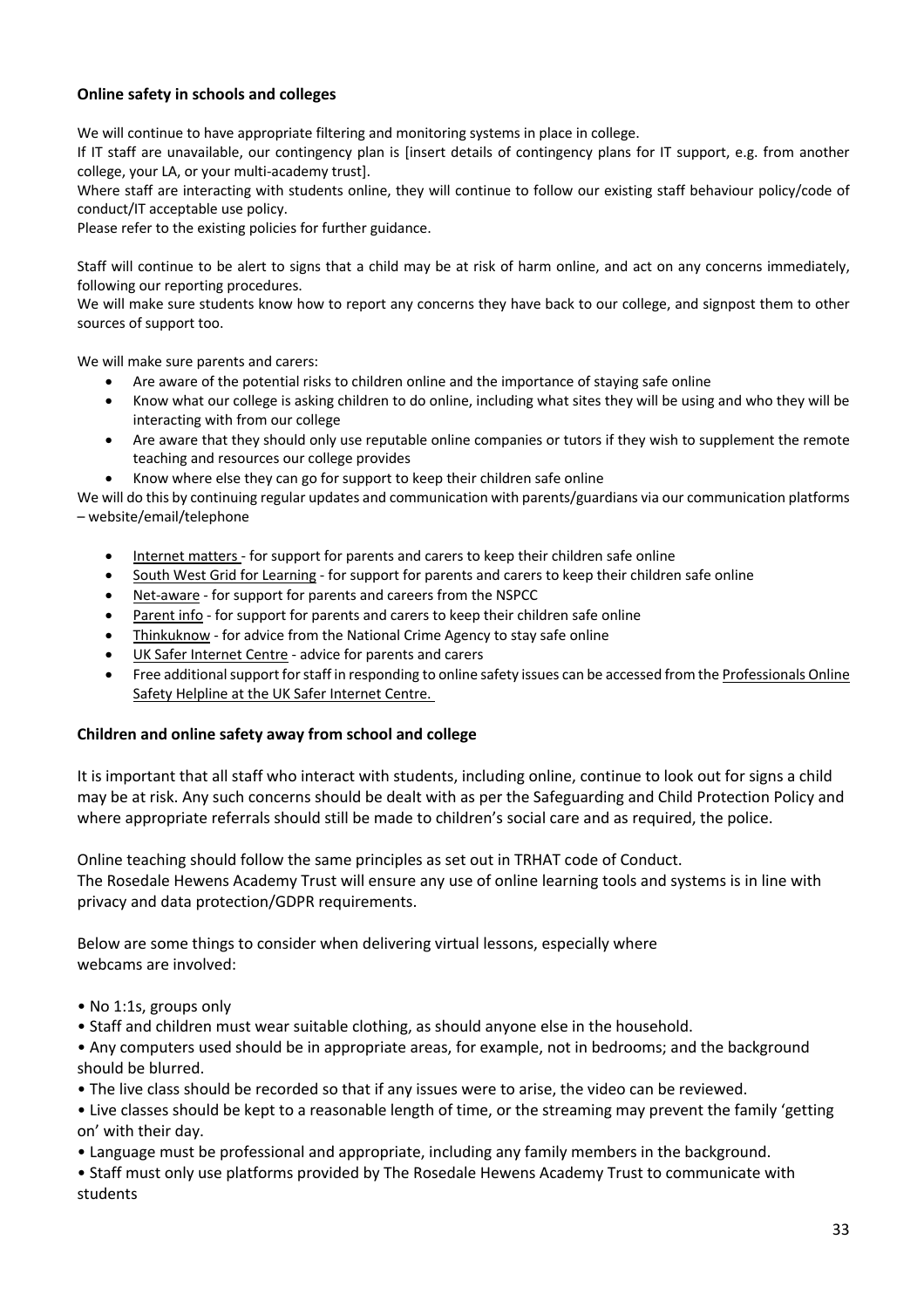**Online safety in schools and colleges**

We will continue to have appropriate filtering and monitoring systems in place in college.
If IT staff are unavailable, our contingency plan is [insert details of contingency plans for IT support, e.g. from another college, your LA, or your multi-academy trust].
Where staff are interacting with students online, they will continue to follow our existing staff behaviour policy/code of conduct/IT acceptable use policy.
Please refer to the existing policies for further guidance.

Staff will continue to be alert to signs that a child may be at risk of harm online, and act on any concerns immediately, following our reporting procedures.
We will make sure students know how to report any concerns they have back to our college, and signpost them to other sources of support too.

We will make sure parents and carers:

- Are aware of the potential risks to children online and the importance of staying safe online
- Know what our college is asking children to do online, including what sites they will be using and who they will be interacting with from our college
- Are aware that they should only use reputable online companies or tutors if they wish to supplement the remote teaching and resources our college provides
- Know where else they can go for support to keep their children safe online

We will do this by continuing regular updates and communication with parents/guardians via our communication platforms – website/email/telephone

- Internet matters - for support for parents and carers to keep their children safe online
- South West Grid for Learning - for support for parents and carers to keep their children safe online
- Net-aware - for support for parents and careers from the NSPCC
- Parent info - for support for parents and carers to keep their children safe online
- Thinkuknow - for advice from the National Crime Agency to stay safe online
- UK Safer Internet Centre - advice for parents and carers
- Free additional support for staff in responding to online safety issues can be accessed from the Professionals Online Safety Helpline at the UK Safer Internet Centre.

**Children and online safety away from school and college**

It is important that all staff who interact with students, including online, continue to look out for signs a child may be at risk. Any such concerns should be dealt with as per the Safeguarding and Child Protection Policy and where appropriate referrals should still be made to children's social care and as required, the police.

Online teaching should follow the same principles as set out in TRHAT code of Conduct.
The Rosedale Hewens Academy Trust will ensure any use of online learning tools and systems is in line with privacy and data protection/GDPR requirements.

Below are some things to consider when delivering virtual lessons, especially where webcams are involved:

- No 1:1s, groups only
- Staff and children must wear suitable clothing, as should anyone else in the household.
- Any computers used should be in appropriate areas, for example, not in bedrooms; and the background should be blurred.
- The live class should be recorded so that if any issues were to arise, the video can be reviewed.
- Live classes should be kept to a reasonable length of time, or the streaming may prevent the family 'getting on' with their day.
- Language must be professional and appropriate, including any family members in the background.
- Staff must only use platforms provided by The Rosedale Hewens Academy Trust to communicate with students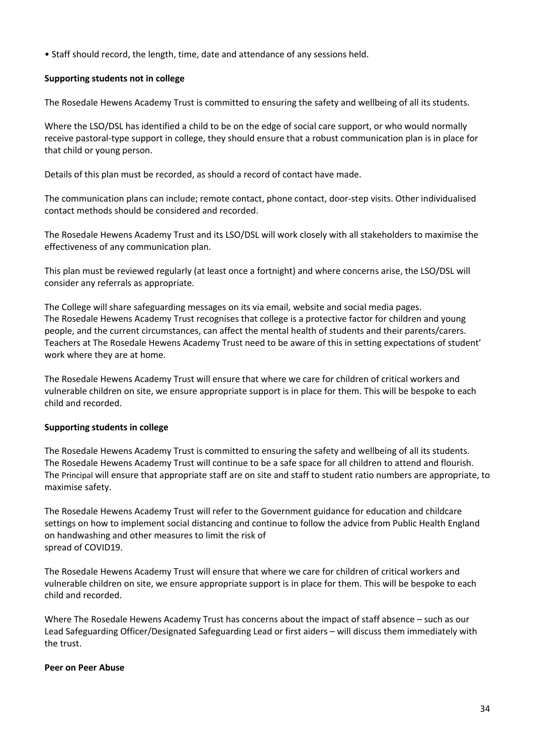- Staff should record, the length, time, date and attendance of any sessions held.

**Supporting students not in college**

The Rosedale Hewens Academy Trust is committed to ensuring the safety and wellbeing of all its students.

Where the LSO/DSL has identified a child to be on the edge of social care support, or who would normally receive pastoral-type support in college, they should ensure that a robust communication plan is in place for that child or young person.

Details of this plan must be recorded, as should a record of contact have made.

The communication plans can include; remote contact, phone contact, door-step visits. Other individualised contact methods should be considered and recorded.

The Rosedale Hewens Academy Trust and its LSO/DSL will work closely with all stakeholders to maximise the effectiveness of any communication plan.

This plan must be reviewed regularly (at least once a fortnight) and where concerns arise, the LSO/DSL will consider any referrals as appropriate.

The College will share safeguarding messages on its via email, website and social media pages.
The Rosedale Hewens Academy Trust recognises that college is a protective factor for children and young people, and the current circumstances, can affect the mental health of students and their parents/carers. Teachers at The Rosedale Hewens Academy Trust need to be aware of this in setting expectations of student' work where they are at home.

The Rosedale Hewens Academy Trust will ensure that where we care for children of critical workers and vulnerable children on site, we ensure appropriate support is in place for them. This will be bespoke to each child and recorded.

**Supporting students in college**

The Rosedale Hewens Academy Trust is committed to ensuring the safety and wellbeing of all its students.
The Rosedale Hewens Academy Trust will continue to be a safe space for all children to attend and flourish.
The Principal will ensure that appropriate staff are on site and staff to student ratio numbers are appropriate, to maximise safety.

The Rosedale Hewens Academy Trust will refer to the Government guidance for education and childcare settings on how to implement social distancing and continue to follow the advice from Public Health England on handwashing and other measures to limit the risk of spread of COVID19.

The Rosedale Hewens Academy Trust will ensure that where we care for children of critical workers and vulnerable children on site, we ensure appropriate support is in place for them. This will be bespoke to each child and recorded.

Where The Rosedale Hewens Academy Trust has concerns about the impact of staff absence – such as our Lead Safeguarding Officer/Designated Safeguarding Lead or first aiders – will discuss them immediately with the trust.

**Peer on Peer Abuse**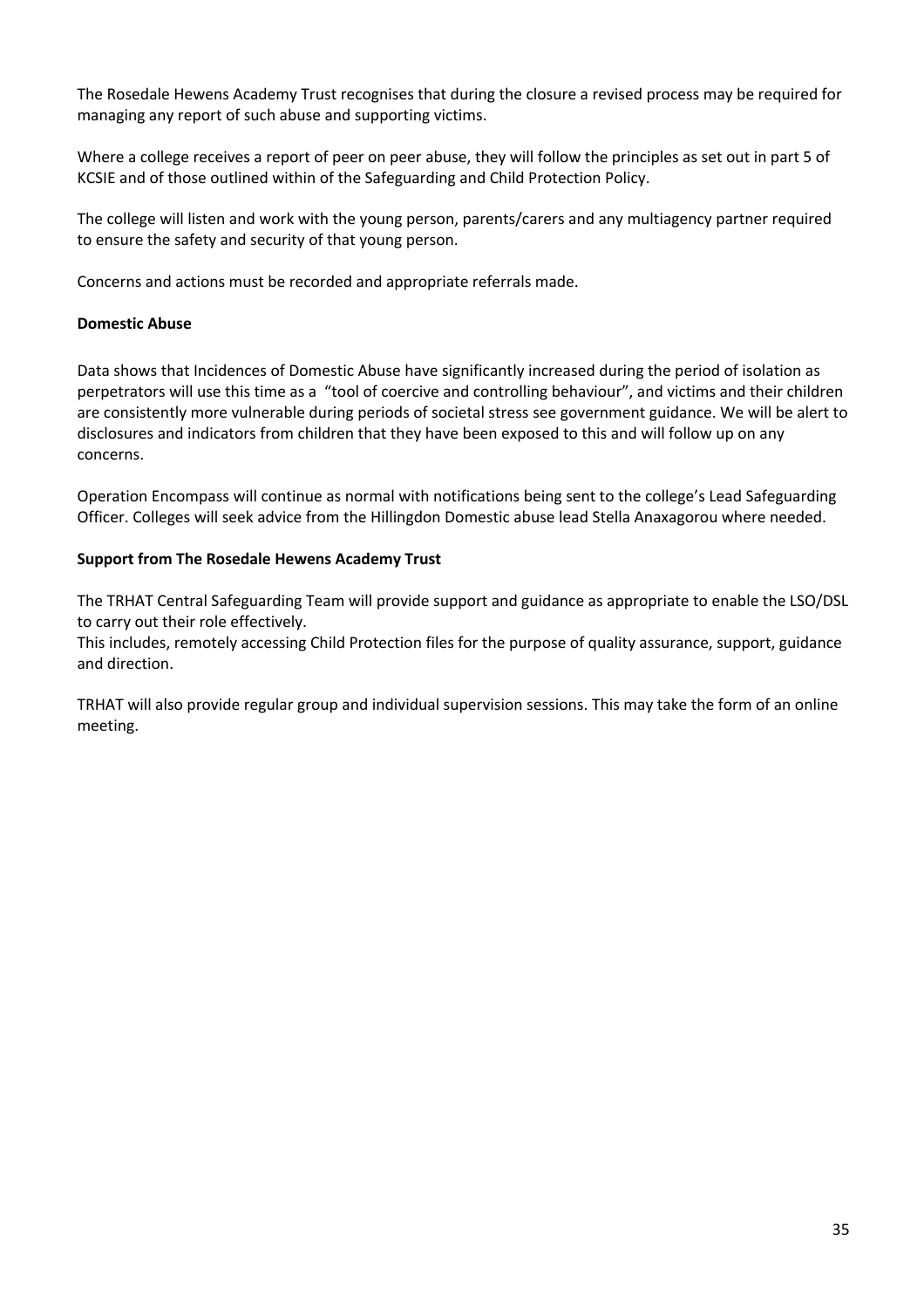The Rosedale Hewens Academy Trust recognises that during the closure a revised process may be required for managing any report of such abuse and supporting victims.

Where a college receives a report of peer on peer abuse, they will follow the principles as set out in part 5 of KCSIE and of those outlined within of the Safeguarding and Child Protection Policy.

The college will listen and work with the young person, parents/carers and any multiagency partner required to ensure the safety and security of that young person.

Concerns and actions must be recorded and appropriate referrals made.

**Domestic Abuse**

Data shows that Incidences of Domestic Abuse have significantly increased during the period of isolation as perpetrators will use this time as a "tool of coercive and controlling behaviour", and victims and their children are consistently more vulnerable during periods of societal stress see government guidance. We will be alert to disclosures and indicators from children that they have been exposed to this and will follow up on any concerns.

Operation Encompass will continue as normal with notifications being sent to the college's Lead Safeguarding Officer. Colleges will seek advice from the Hillingdon Domestic abuse lead Stella Anaxagorou where needed.

**Support from The Rosedale Hewens Academy Trust**

The TRHAT Central Safeguarding Team will provide support and guidance as appropriate to enable the LSO/DSL to carry out their role effectively.
This includes, remotely accessing Child Protection files for the purpose of quality assurance, support, guidance and direction.

TRHAT will also provide regular group and individual supervision sessions. This may take the form of an online meeting.